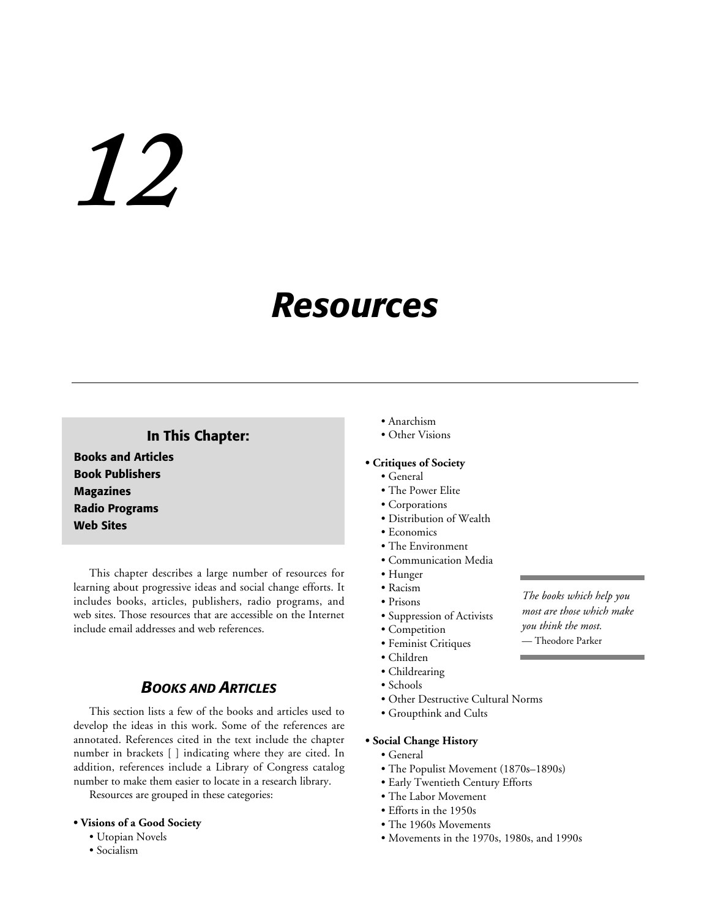# 12

# Resources

## In This Chapter:

**Books and Articles**
**Book Publishers**
**Magazines**
**Radio Programs**
**Web Sites**

This chapter describes a large number of resources for learning about progressive ideas and social change efforts. It includes books, articles, publishers, radio programs, and web sites. Those resources that are accessible on the Internet include email addresses and web references.

> *The books which help you most are those which make you think the most.*
> — Theodore Parker

## *Books and Articles*

This section lists a few of the books and articles used to develop the ideas in this work. Some of the references are annotated. References cited in the text include the chapter number in brackets [ ] indicating where they are cited. In addition, references include a Library of Congress catalog number to make them easier to locate in a research library.

Resources are grouped in these categories:

- **Visions of a Good Society**
  - Utopian Novels
  - Socialism
  - Anarchism
  - Other Visions
- **Critiques of Society**
  - General
  - The Power Elite
  - Corporations
  - Distribution of Wealth
  - Economics
  - The Environment
  - Communication Media
  - Hunger
  - Racism
  - Prisons
  - Suppression of Activists
  - Competition
  - Feminist Critiques
  - Children
  - Childrearing
  - Schools
  - Other Destructive Cultural Norms
  - Groupthink and Cults
- **Social Change History**
  - General
  - The Populist Movement (1870s–1890s)
  - Early Twentieth Century Efforts
  - The Labor Movement
  - Efforts in the 1950s
  - The 1960s Movements
  - Movements in the 1970s, 1980s, and 1990s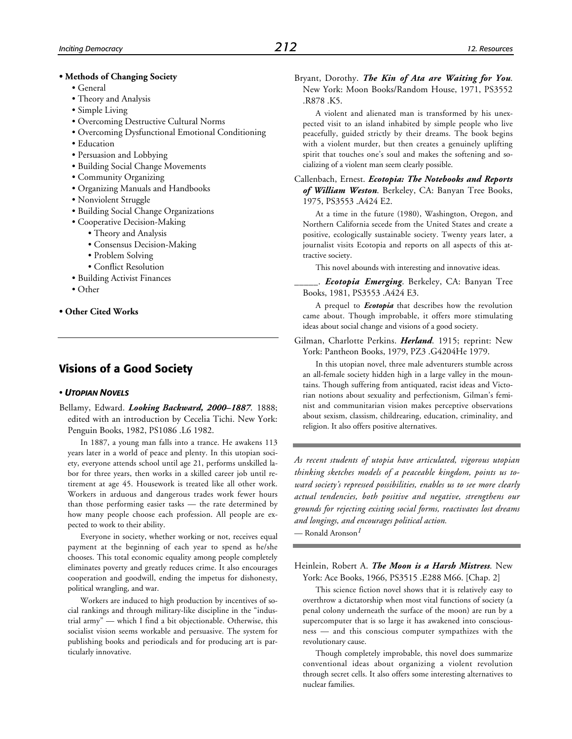- **Methods of Changing Society**
  - General
  - Theory and Analysis
  - Simple Living
  - Overcoming Destructive Cultural Norms
  - Overcoming Dysfunctional Emotional Conditioning
  - Education
  - Persuasion and Lobbying
  - Building Social Change Movements
  - Community Organizing
  - Organizing Manuals and Handbooks
  - Nonviolent Struggle
  - Building Social Change Organizations
  - Cooperative Decision-Making
    - Theory and Analysis
    - Consensus Decision-Making
    - Problem Solving
    - Conflict Resolution
  - Building Activist Finances
  - Other
- **Other Cited Works**

## Visions of a Good Society

### • *Utopian Novels*

Bellamy, Edward. ***Looking Backward, 2000–1887***. 1888; edited with an introduction by Cecelia Tichi. New York: Penguin Books, 1982, PS1086 .L6 1982.

In 1887, a young man falls into a trance. He awakens 113 years later in a world of peace and plenty. In this utopian society, everyone attends school until age 21, performs unskilled labor for three years, then works in a skilled career job until retirement at age 45. Housework is treated like all other work. Workers in arduous and dangerous trades work fewer hours than those performing easier tasks — the rate determined by how many people choose each profession. All people are expected to work to their ability.

Everyone in society, whether working or not, receives equal payment at the beginning of each year to spend as he/she chooses. This total economic equality among people completely eliminates poverty and greatly reduces crime. It also encourages cooperation and goodwill, ending the impetus for dishonesty, political wrangling, and war.

Workers are induced to high production by incentives of social rankings and through military-like discipline in the "industrial army" — which I find a bit objectionable. Otherwise, this socialist vision seems workable and persuasive. The system for publishing books and periodicals and for producing art is particularly innovative.

Bryant, Dorothy. ***The Kin of Ata are Waiting for You***. New York: Moon Books/Random House, 1971, PS3552 .R878 .K5.

A violent and alienated man is transformed by his unexpected visit to an island inhabited by simple people who live peacefully, guided strictly by their dreams. The book begins with a violent murder, but then creates a genuinely uplifting spirit that touches one's soul and makes the softening and socializing of a violent man seem clearly possible.

Callenbach, Ernest. ***Ecotopia: The Notebooks and Reports of William Weston***. Berkeley, CA: Banyan Tree Books, 1975, PS3553 .A424 E2.

At a time in the future (1980), Washington, Oregon, and Northern California secede from the United States and create a positive, ecologically sustainable society. Twenty years later, a journalist visits Ecotopia and reports on all aspects of this attractive society.

This novel abounds with interesting and innovative ideas.

_____. ***Ecotopia Emerging***. Berkeley, CA: Banyan Tree Books, 1981, PS3553 .A424 E3.

A prequel to ***Ecotopia*** that describes how the revolution came about. Though improbable, it offers more stimulating ideas about social change and visions of a good society.

Gilman, Charlotte Perkins. ***Herland***. 1915; reprint: New York: Pantheon Books, 1979, PZ3 .G4204He 1979.

In this utopian novel, three male adventurers stumble across an all-female society hidden high in a large valley in the mountains. Though suffering from antiquated, racist ideas and Victorian notions about sexuality and perfectionism, Gilman's feminist and communitarian vision makes perceptive observations about sexism, classism, childrearing, education, criminality, and religion. It also offers positive alternatives.

> *As recent students of utopia have articulated, vigorous utopian thinking sketches models of a peaceable kingdom, points us toward society's repressed possibilities, enables us to see more clearly actual tendencies, both positive and negative, strengthens our grounds for rejecting existing social forms, reactivates lost dreams and longings, and encourages political action.*
>
> — Ronald Aronson[1]

Heinlein, Robert A. ***The Moon is a Harsh Mistress***. New York: Ace Books, 1966, PS3515 .E288 M66. [Chap. 2]

This science fiction novel shows that it is relatively easy to overthrow a dictatorship when most vital functions of society (a penal colony underneath the surface of the moon) are run by a supercomputer that is so large it has awakened into consciousness — and this conscious computer sympathizes with the revolutionary cause.

Though completely improbable, this novel does summarize conventional ideas about organizing a violent revolution through secret cells. It also offers some interesting alternatives to nuclear families.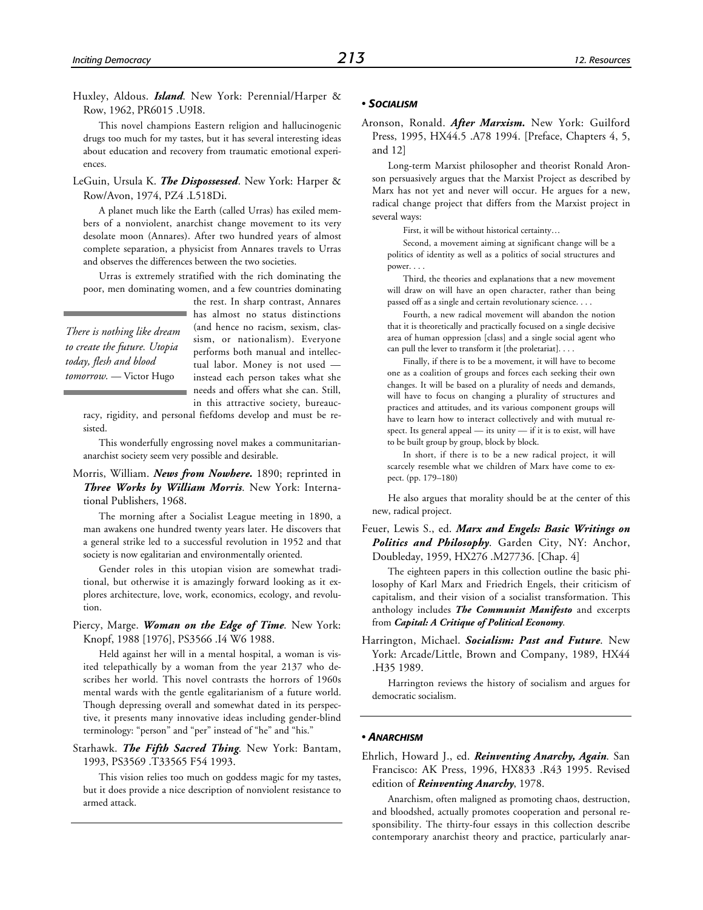Huxley, Aldous. ***Island***. New York: Perennial/Harper & Row, 1962, PR6015 .U9I8.

This novel champions Eastern religion and hallucinogenic drugs too much for my tastes, but it has several interesting ideas about education and recovery from traumatic emotional experiences.

LeGuin, Ursula K. ***The Dispossessed***. New York: Harper & Row/Avon, 1974, PZ4 .L518Di.

A planet much like the Earth (called Urras) has exiled members of a nonviolent, anarchist change movement to its very desolate moon (Annares). After two hundred years of almost complete separation, a physicist from Annares travels to Urras and observes the differences between the two societies.

Urras is extremely stratified with the rich dominating the poor, men dominating women, and a few countries dominating the rest. In sharp contrast, Annares has almost no status distinctions (and hence no racism, sexism, classism, or nationalism). Everyone performs both manual and intellectual labor. Money is not used — instead each person takes what she needs and offers what she can. Still, in this attractive society, bureaucracy, rigidity, and personal fiefdoms develop and must be resisted.

> *There is nothing like dream to create the future. Utopia today, flesh and blood tomorrow.* — Victor Hugo

This wonderfully engrossing novel makes a communitarian-anarchist society seem very possible and desirable.

Morris, William. ***News from Nowhere.*** 1890; reprinted in ***Three Works by William Morris***. New York: International Publishers, 1968.

The morning after a Socialist League meeting in 1890, a man awakens one hundred twenty years later. He discovers that a general strike led to a successful revolution in 1952 and that society is now egalitarian and environmentally oriented.

Gender roles in this utopian vision are somewhat traditional, but otherwise it is amazingly forward looking as it explores architecture, love, work, economics, ecology, and revolution.

Piercy, Marge. ***Woman on the Edge of Time***. New York: Knopf, 1988 [1976], PS3566 .I4 W6 1988.

Held against her will in a mental hospital, a woman is visited telepathically by a woman from the year 2137 who describes her world. This novel contrasts the horrors of 1960s mental wards with the gentle egalitarianism of a future world. Though depressing overall and somewhat dated in its perspective, it presents many innovative ideas including gender-blind terminology: "person" and "per" instead of "he" and "his."

Starhawk. ***The Fifth Sacred Thing***. New York: Bantam, 1993, PS3569 .T33565 F54 1993.

This vision relies too much on goddess magic for my tastes, but it does provide a nice description of nonviolent resistance to armed attack.

---

### • *Socialism*

Aronson, Ronald. ***After Marxism.*** New York: Guilford Press, 1995, HX44.5 .A78 1994. [Preface, Chapters 4, 5, and 12]

Long-term Marxist philosopher and theorist Ronald Aronson persuasively argues that the Marxist Project as described by Marx has not yet and never will occur. He argues for a new, radical change project that differs from the Marxist project in several ways:

> First, it will be without historical certainty…
>
> Second, a movement aiming at significant change will be a politics of identity as well as a politics of social structures and power. . . .
>
> Third, the theories and explanations that a new movement will draw on will have an open character, rather than being passed off as a single and certain revolutionary science. . . .
>
> Fourth, a new radical movement will abandon the notion that it is theoretically and practically focused on a single decisive area of human oppression [class] and a single social agent who can pull the lever to transform it [the proletariat]. . . .
>
> Finally, if there is to be a movement, it will have to become one as a coalition of groups and forces each seeking their own changes. It will be based on a plurality of needs and demands, will have to focus on changing a plurality of structures and practices and attitudes, and its various component groups will have to learn how to interact collectively and with mutual respect. Its general appeal — its unity — if it is to exist, will have to be built group by group, block by block.
>
> In short, if there is to be a new radical project, it will scarcely resemble what we children of Marx have come to expect. (pp. 179–180)

He also argues that morality should be at the center of this new, radical project.

Feuer, Lewis S., ed. ***Marx and Engels: Basic Writings on Politics and Philosophy***. Garden City, NY: Anchor, Doubleday, 1959, HX276 .M27736. [Chap. 4]

The eighteen papers in this collection outline the basic philosophy of Karl Marx and Friedrich Engels, their criticism of capitalism, and their vision of a socialist transformation. This anthology includes ***The Communist Manifesto*** and excerpts from ***Capital: A Critique of Political Economy***.

Harrington, Michael. ***Socialism: Past and Future***. New York: Arcade/Little, Brown and Company, 1989, HX44 .H35 1989.

Harrington reviews the history of socialism and argues for democratic socialism.

---

### • *Anarchism*

Ehrlich, Howard J., ed. ***Reinventing Anarchy, Again***. San Francisco: AK Press, 1996, HX833 .R43 1995. Revised edition of ***Reinventing Anarchy***, 1978.

Anarchism, often maligned as promoting chaos, destruction, and bloodshed, actually promotes cooperation and personal responsibility. The thirty-four essays in this collection describe contemporary anarchist theory and practice, particularly anar-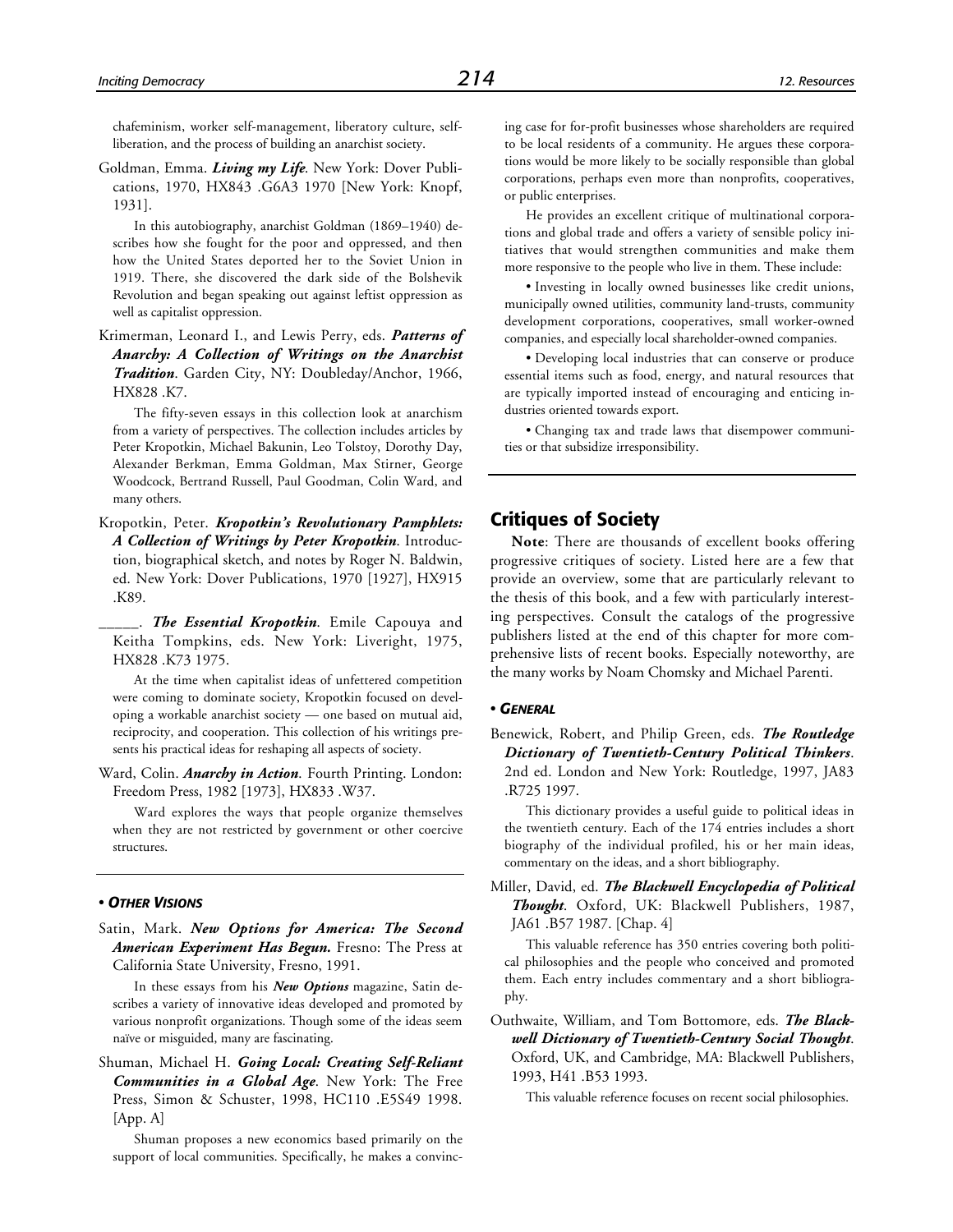chafeminism, worker self-management, liberatory culture, self-liberation, and the process of building an anarchist society.

Goldman, Emma. ***Living my Life***. New York: Dover Publications, 1970, HX843 .G6A3 1970 [New York: Knopf, 1931].

In this autobiography, anarchist Goldman (1869–1940) describes how she fought for the poor and oppressed, and then how the United States deported her to the Soviet Union in 1919. There, she discovered the dark side of the Bolshevik Revolution and began speaking out against leftist oppression as well as capitalist oppression.

Krimerman, Leonard I., and Lewis Perry, eds. ***Patterns of Anarchy: A Collection of Writings on the Anarchist Tradition***. Garden City, NY: Doubleday/Anchor, 1966, HX828 .K7.

The fifty-seven essays in this collection look at anarchism from a variety of perspectives. The collection includes articles by Peter Kropotkin, Michael Bakunin, Leo Tolstoy, Dorothy Day, Alexander Berkman, Emma Goldman, Max Stirner, George Woodcock, Bertrand Russell, Paul Goodman, Colin Ward, and many others.

Kropotkin, Peter. ***Kropotkin's Revolutionary Pamphlets: A Collection of Writings by Peter Kropotkin***. Introduction, biographical sketch, and notes by Roger N. Baldwin, ed. New York: Dover Publications, 1970 [1927], HX915 .K89.

_____. ***The Essential Kropotkin***. Emile Capouya and Keitha Tompkins, eds. New York: Liveright, 1975, HX828 .K73 1975.

At the time when capitalist ideas of unfettered competition were coming to dominate society, Kropotkin focused on developing a workable anarchist society — one based on mutual aid, reciprocity, and cooperation. This collection of his writings presents his practical ideas for reshaping all aspects of society.

Ward, Colin. ***Anarchy in Action***. Fourth Printing. London: Freedom Press, 1982 [1973], HX833 .W37.

Ward explores the ways that people organize themselves when they are not restricted by government or other coercive structures.

### • *Other Visions*

Satin, Mark. ***New Options for America: The Second American Experiment Has Begun.*** Fresno: The Press at California State University, Fresno, 1991.

In these essays from his ***New Options*** magazine, Satin describes a variety of innovative ideas developed and promoted by various nonprofit organizations. Though some of the ideas seem naïve or misguided, many are fascinating.

Shuman, Michael H. ***Going Local: Creating Self-Reliant Communities in a Global Age***. New York: The Free Press, Simon & Schuster, 1998, HC110 .E5S49 1998. [App. A]

Shuman proposes a new economics based primarily on the support of local communities. Specifically, he makes a convincing case for for-profit businesses whose shareholders are required to be local residents of a community. He argues these corporations would be more likely to be socially responsible than global corporations, perhaps even more than nonprofits, cooperatives, or public enterprises.

He provides an excellent critique of multinational corporations and global trade and offers a variety of sensible policy initiatives that would strengthen communities and make them more responsive to the people who live in them. These include:

• Investing in locally owned businesses like credit unions, municipally owned utilities, community land-trusts, community development corporations, cooperatives, small worker-owned companies, and especially local shareholder-owned companies.

• Developing local industries that can conserve or produce essential items such as food, energy, and natural resources that are typically imported instead of encouraging and enticing industries oriented towards export.

• Changing tax and trade laws that disempower communities or that subsidize irresponsibility.

## Critiques of Society

**Note**: There are thousands of excellent books offering progressive critiques of society. Listed here are a few that provide an overview, some that are particularly relevant to the thesis of this book, and a few with particularly interesting perspectives. Consult the catalogs of the progressive publishers listed at the end of this chapter for more comprehensive lists of recent books. Especially noteworthy, are the many works by Noam Chomsky and Michael Parenti.

### • *General*

Benewick, Robert, and Philip Green, eds. ***The Routledge Dictionary of Twentieth-Century Political Thinkers***. 2nd ed. London and New York: Routledge, 1997, JA83 .R725 1997.

This dictionary provides a useful guide to political ideas in the twentieth century. Each of the 174 entries includes a short biography of the individual profiled, his or her main ideas, commentary on the ideas, and a short bibliography.

Miller, David, ed. ***The Blackwell Encyclopedia of Political Thought***. Oxford, UK: Blackwell Publishers, 1987, JA61 .B57 1987. [Chap. 4]

This valuable reference has 350 entries covering both political philosophies and the people who conceived and promoted them. Each entry includes commentary and a short bibliography.

Outhwaite, William, and Tom Bottomore, eds. ***The Blackwell Dictionary of Twentieth-Century Social Thought***. Oxford, UK, and Cambridge, MA: Blackwell Publishers, 1993, H41 .B53 1993.

This valuable reference focuses on recent social philosophies.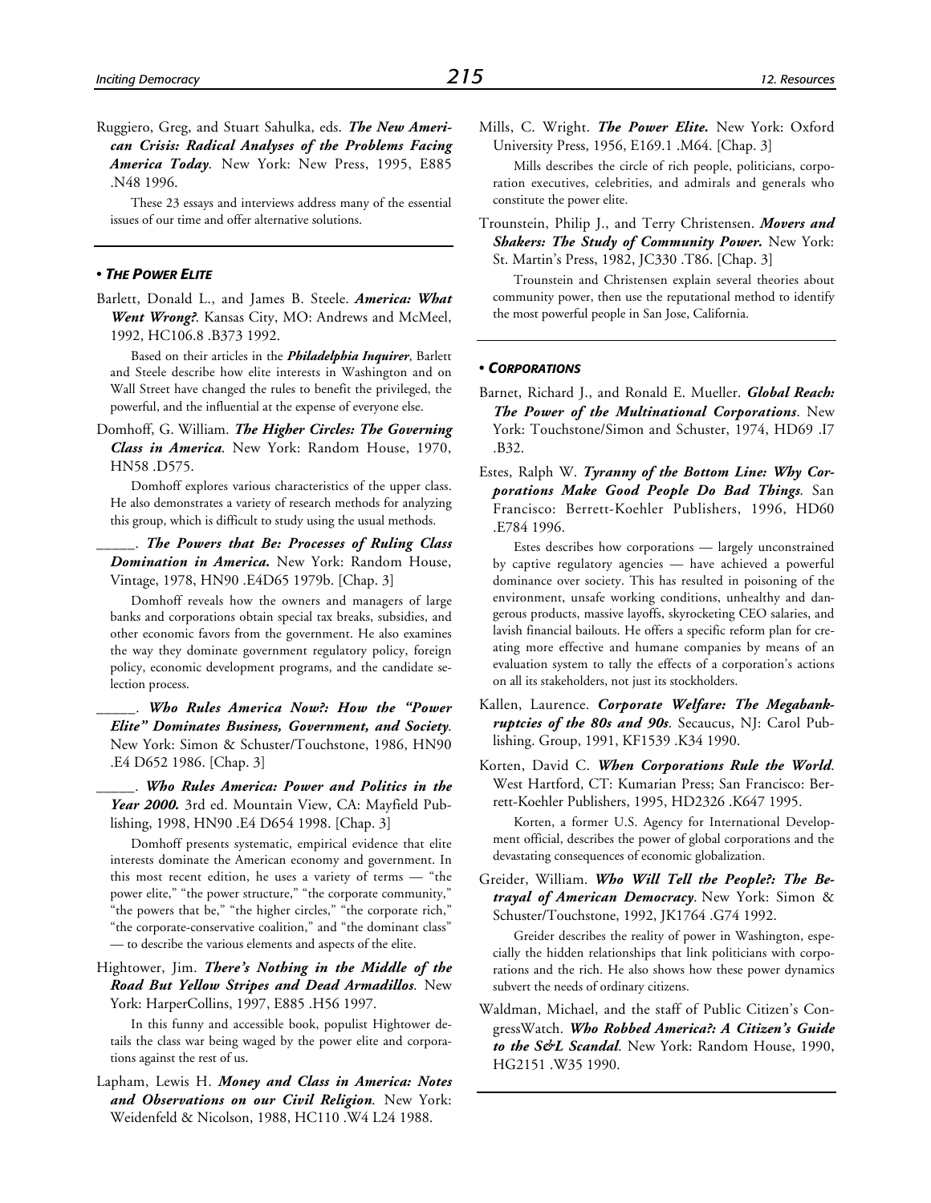Ruggiero, Greg, and Stuart Sahulka, eds. ***The New American Crisis: Radical Analyses of the Problems Facing America Today***. New York: New Press, 1995, E885 .N48 1996.

These 23 essays and interviews address many of the essential issues of our time and offer alternative solutions.

### • *THE POWER ELITE*

Barlett, Donald L., and James B. Steele. ***America: What Went Wrong?***. Kansas City, MO: Andrews and McMeel, 1992, HC106.8 .B373 1992.

Based on their articles in the ***Philadelphia Inquirer***, Barlett and Steele describe how elite interests in Washington and on Wall Street have changed the rules to benefit the privileged, the powerful, and the influential at the expense of everyone else.

Domhoff, G. William. ***The Higher Circles: The Governing Class in America***. New York: Random House, 1970, HN58 .D575.

Domhoff explores various characteristics of the upper class. He also demonstrates a variety of research methods for analyzing this group, which is difficult to study using the usual methods.

_____. ***The Powers that Be: Processes of Ruling Class Domination in America.*** New York: Random House, Vintage, 1978, HN90 .E4D65 1979b. [Chap. 3]

Domhoff reveals how the owners and managers of large banks and corporations obtain special tax breaks, subsidies, and other economic favors from the government. He also examines the way they dominate government regulatory policy, foreign policy, economic development programs, and the candidate selection process.

_____. ***Who Rules America Now?: How the "Power Elite" Dominates Business, Government, and Society***. New York: Simon & Schuster/Touchstone, 1986, HN90 .E4 D652 1986. [Chap. 3]

_____. ***Who Rules America: Power and Politics in the Year 2000.*** 3rd ed. Mountain View, CA: Mayfield Publishing, 1998, HN90 .E4 D654 1998. [Chap. 3]

Domhoff presents systematic, empirical evidence that elite interests dominate the American economy and government. In this most recent edition, he uses a variety of terms — "the power elite," "the power structure," "the corporate community," "the powers that be," "the higher circles," "the corporate rich," "the corporate-conservative coalition," and "the dominant class" — to describe the various elements and aspects of the elite.

Hightower, Jim. ***There's Nothing in the Middle of the Road But Yellow Stripes and Dead Armadillos***. New York: HarperCollins, 1997, E885 .H56 1997.

In this funny and accessible book, populist Hightower details the class war being waged by the power elite and corporations against the rest of us.

Lapham, Lewis H. ***Money and Class in America: Notes and Observations on our Civil Religion***. New York: Weidenfeld & Nicolson, 1988, HC110 .W4 L24 1988.

Mills, C. Wright. ***The Power Elite.*** New York: Oxford University Press, 1956, E169.1 .M64. [Chap. 3]

Mills describes the circle of rich people, politicians, corporation executives, celebrities, and admirals and generals who constitute the power elite.

Trounstein, Philip J., and Terry Christensen. ***Movers and Shakers: The Study of Community Power.*** New York: St. Martin's Press, 1982, JC330 .T86. [Chap. 3]

Trounstein and Christensen explain several theories about community power, then use the reputational method to identify the most powerful people in San Jose, California.

### • *CORPORATIONS*

Barnet, Richard J., and Ronald E. Mueller. ***Global Reach: The Power of the Multinational Corporations***. New York: Touchstone/Simon and Schuster, 1974, HD69 .I7 .B32.

Estes, Ralph W. ***Tyranny of the Bottom Line: Why Corporations Make Good People Do Bad Things***. San Francisco: Berrett-Koehler Publishers, 1996, HD60 .E784 1996.

Estes describes how corporations — largely unconstrained by captive regulatory agencies — have achieved a powerful dominance over society. This has resulted in poisoning of the environment, unsafe working conditions, unhealthy and dangerous products, massive layoffs, skyrocketing CEO salaries, and lavish financial bailouts. He offers a specific reform plan for creating more effective and humane companies by means of an evaluation system to tally the effects of a corporation's actions on all its stakeholders, not just its stockholders.

Kallen, Laurence. ***Corporate Welfare: The Megabankruptcies of the 80s and 90s***. Secaucus, NJ: Carol Publishing. Group, 1991, KF1539 .K34 1990.

Korten, David C. ***When Corporations Rule the World***. West Hartford, CT: Kumarian Press; San Francisco: Berrett-Koehler Publishers, 1995, HD2326 .K647 1995.

Korten, a former U.S. Agency for International Development official, describes the power of global corporations and the devastating consequences of economic globalization.

Greider, William. ***Who Will Tell the People?: The Betrayal of American Democracy***. New York: Simon & Schuster/Touchstone, 1992, JK1764 .G74 1992.

Greider describes the reality of power in Washington, especially the hidden relationships that link politicians with corporations and the rich. He also shows how these power dynamics subvert the needs of ordinary citizens.

Waldman, Michael, and the staff of Public Citizen's CongressWatch. ***Who Robbed America?: A Citizen's Guide to the S&L Scandal***. New York: Random House, 1990, HG2151 .W35 1990.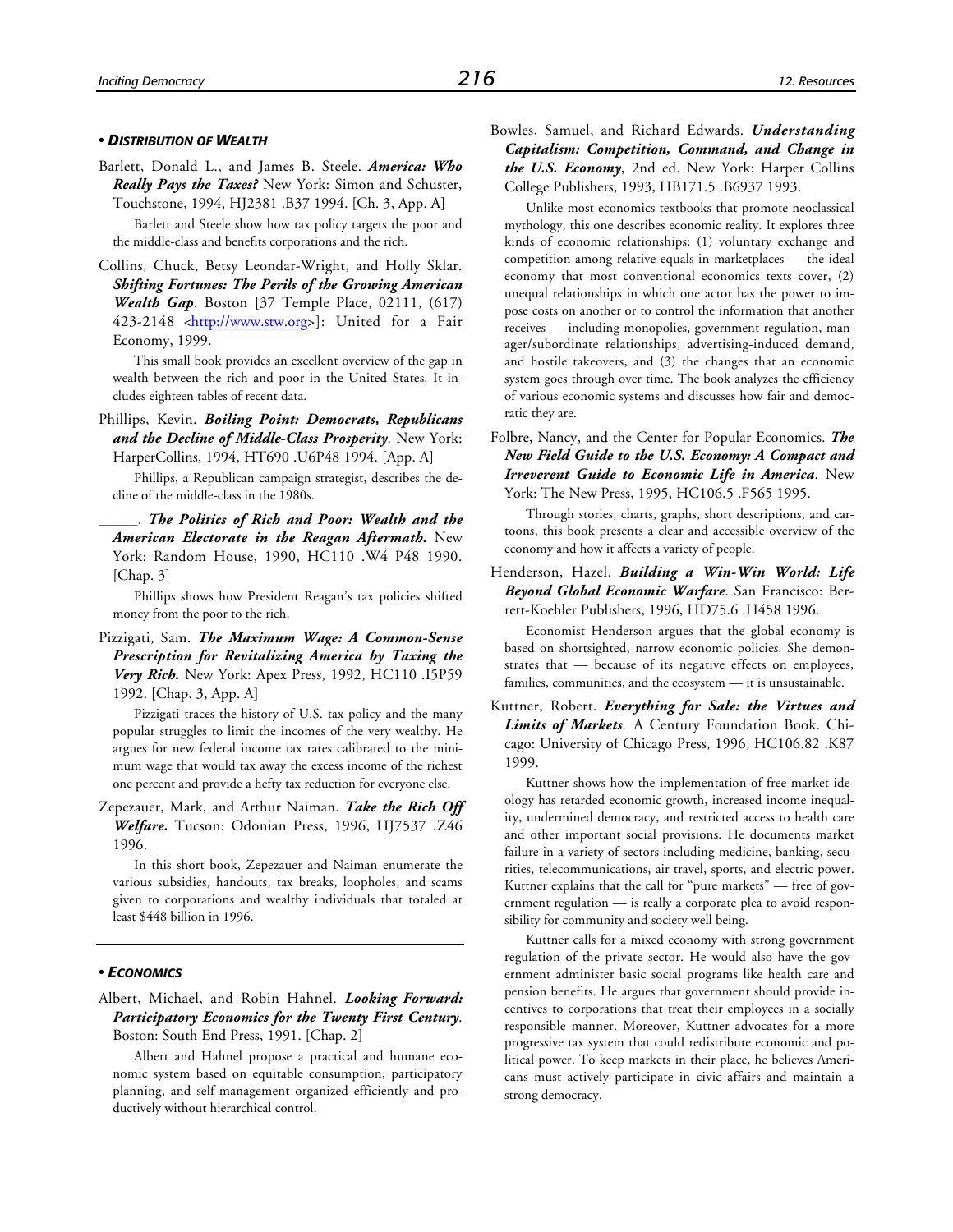### • Distribution of Wealth

Barlett, Donald L., and James B. Steele. ***America: Who Really Pays the Taxes?*** New York: Simon and Schuster, Touchstone, 1994, HJ2381 .B37 1994. [Ch. 3, App. A]

Barlett and Steele show how tax policy targets the poor and the middle-class and benefits corporations and the rich.

Collins, Chuck, Betsy Leondar-Wright, and Holly Sklar. ***Shifting Fortunes: The Perils of the Growing American Wealth Gap***. Boston [37 Temple Place, 02111, (617) 423-2148 <http://www.stw.org>]: United for a Fair Economy, 1999.

This small book provides an excellent overview of the gap in wealth between the rich and poor in the United States. It includes eighteen tables of recent data.

Phillips, Kevin. ***Boiling Point: Democrats, Republicans and the Decline of Middle-Class Prosperity***. New York: HarperCollins, 1994, HT690 .U6P48 1994. [App. A]

Phillips, a Republican campaign strategist, describes the decline of the middle-class in the 1980s.

______. ***The Politics of Rich and Poor: Wealth and the American Electorate in the Reagan Aftermath.*** New York: Random House, 1990, HC110 .W4 P48 1990. [Chap. 3]

Phillips shows how President Reagan's tax policies shifted money from the poor to the rich.

Pizzigati, Sam. ***The Maximum Wage: A Common-Sense Prescription for Revitalizing America by Taxing the Very Rich.*** New York: Apex Press, 1992, HC110 .I5P59 1992. [Chap. 3, App. A]

Pizzigati traces the history of U.S. tax policy and the many popular struggles to limit the incomes of the very wealthy. He argues for new federal income tax rates calibrated to the minimum wage that would tax away the excess income of the richest one percent and provide a hefty tax reduction for everyone else.

Zepezauer, Mark, and Arthur Naiman. ***Take the Rich Off Welfare.*** Tucson: Odonian Press, 1996, HJ7537 .Z46 1996.

In this short book, Zepezauer and Naiman enumerate the various subsidies, handouts, tax breaks, loopholes, and scams given to corporations and wealthy individuals that totaled at least $448 billion in 1996.

### • Economics

Albert, Michael, and Robin Hahnel. ***Looking Forward: Participatory Economics for the Twenty First Century***. Boston: South End Press, 1991. [Chap. 2]

Albert and Hahnel propose a practical and humane economic system based on equitable consumption, participatory planning, and self-management organized efficiently and productively without hierarchical control.

Bowles, Samuel, and Richard Edwards. ***Understanding Capitalism: Competition, Command, and Change in the U.S. Economy***, 2nd ed. New York: Harper Collins College Publishers, 1993, HB171.5 .B6937 1993.

Unlike most economics textbooks that promote neoclassical mythology, this one describes economic reality. It explores three kinds of economic relationships: (1) voluntary exchange and competition among relative equals in marketplaces — the ideal economy that most conventional economics texts cover, (2) unequal relationships in which one actor has the power to impose costs on another or to control the information that another receives — including monopolies, government regulation, manager/subordinate relationships, advertising-induced demand, and hostile takeovers, and (3) the changes that an economic system goes through over time. The book analyzes the efficiency of various economic systems and discusses how fair and democratic they are.

Folbre, Nancy, and the Center for Popular Economics. ***The New Field Guide to the U.S. Economy: A Compact and Irreverent Guide to Economic Life in America***. New York: The New Press, 1995, HC106.5 .F565 1995.

Through stories, charts, graphs, short descriptions, and cartoons, this book presents a clear and accessible overview of the economy and how it affects a variety of people.

Henderson, Hazel. ***Building a Win-Win World: Life Beyond Global Economic Warfare***. San Francisco: Berrett-Koehler Publishers, 1996, HD75.6 .H458 1996.

Economist Henderson argues that the global economy is based on shortsighted, narrow economic policies. She demonstrates that — because of its negative effects on employees, families, communities, and the ecosystem — it is unsustainable.

Kuttner, Robert. ***Everything for Sale: the Virtues and Limits of Markets***. A Century Foundation Book. Chicago: University of Chicago Press, 1996, HC106.82 .K87 1999.

Kuttner shows how the implementation of free market ideology has retarded economic growth, increased income inequality, undermined democracy, and restricted access to health care and other important social provisions. He documents market failure in a variety of sectors including medicine, banking, securities, telecommunications, air travel, sports, and electric power. Kuttner explains that the call for "pure markets" — free of government regulation — is really a corporate plea to avoid responsibility for community and society well being.

Kuttner calls for a mixed economy with strong government regulation of the private sector. He would also have the government administer basic social programs like health care and pension benefits. He argues that government should provide incentives to corporations that treat their employees in a socially responsible manner. Moreover, Kuttner advocates for a more progressive tax system that could redistribute economic and political power. To keep markets in their place, he believes Americans must actively participate in civic affairs and maintain a strong democracy.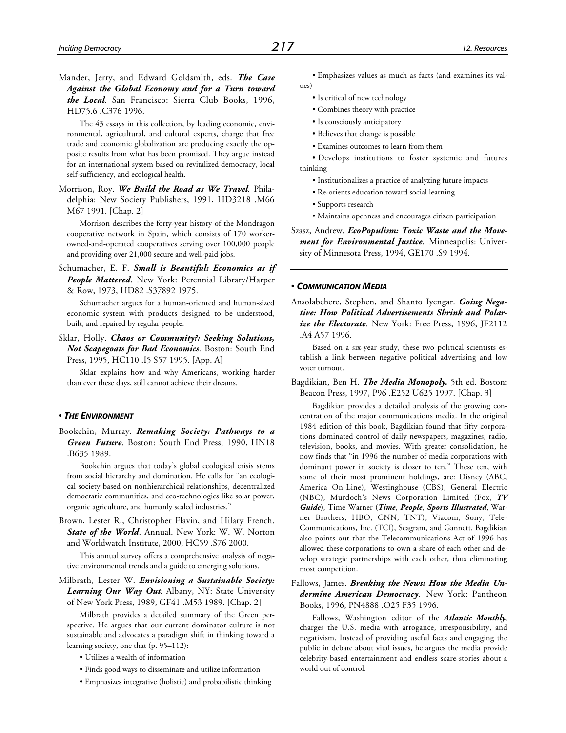Mander, Jerry, and Edward Goldsmith, eds. ***The Case Against the Global Economy and for a Turn toward the Local***. San Francisco: Sierra Club Books, 1996, HD75.6 .C376 1996.

The 43 essays in this collection, by leading economic, environmental, agricultural, and cultural experts, charge that free trade and economic globalization are producing exactly the opposite results from what has been promised. They argue instead for an international system based on revitalized democracy, local self-sufficiency, and ecological health.

Morrison, Roy. ***We Build the Road as We Travel***. Philadelphia: New Society Publishers, 1991, HD3218 .M66 M67 1991. [Chap. 2]

Morrison describes the forty-year history of the Mondragon cooperative network in Spain, which consists of 170 worker-owned-and-operated cooperatives serving over 100,000 people and providing over 21,000 secure and well-paid jobs.

Schumacher, E. F. ***Small is Beautiful: Economics as if People Mattered***. New York: Perennial Library/Harper & Row, 1973, HD82 .S37892 1975.

Schumacher argues for a human-oriented and human-sized economic system with products designed to be understood, built, and repaired by regular people.

Sklar, Holly. ***Chaos or Community?: Seeking Solutions, Not Scapegoats for Bad Economics***. Boston: South End Press, 1995, HC110 .I5 S57 1995. [App. A]

Sklar explains how and why Americans, working harder than ever these days, still cannot achieve their dreams.

## • *THE ENVIRONMENT*

Bookchin, Murray. ***Remaking Society: Pathways to a Green Future***. Boston: South End Press, 1990, HN18 .B635 1989.

Bookchin argues that today's global ecological crisis stems from social hierarchy and domination. He calls for "an ecological society based on nonhierarchical relationships, decentralized democratic communities, and eco-technologies like solar power, organic agriculture, and humanly scaled industries."

Brown, Lester R., Christopher Flavin, and Hilary French. ***State of the World***. Annual. New York: W. W. Norton and Worldwatch Institute, 2000, HC59 .S76 2000.

This annual survey offers a comprehensive analysis of negative environmental trends and a guide to emerging solutions.

Milbrath, Lester W. ***Envisioning a Sustainable Society: Learning Our Way Out***. Albany, NY: State University of New York Press, 1989, GF41 .M53 1989. [Chap. 2]

Milbrath provides a detailed summary of the Green perspective. He argues that our current dominator culture is not sustainable and advocates a paradigm shift in thinking toward a learning society, one that (p. 95–112):

- Utilizes a wealth of information
- Finds good ways to disseminate and utilize information
- Emphasizes integrative (holistic) and probabilistic thinking
- Emphasizes values as much as facts (and examines its values)
- Is critical of new technology
- Combines theory with practice
- Is consciously anticipatory
- Believes that change is possible
- Examines outcomes to learn from them
- Develops institutions to foster systemic and futures thinking
- Institutionalizes a practice of analyzing future impacts
- Re-orients education toward social learning
- Supports research
- Maintains openness and encourages citizen participation

Szasz, Andrew. ***EcoPopulism: Toxic Waste and the Movement for Environmental Justice***. Minneapolis: University of Minnesota Press, 1994, GE170 .S9 1994.

## • *COMMUNICATION MEDIA*

Ansolabehere, Stephen, and Shanto Iyengar. ***Going Negative: How Political Advertisements Shrink and Polarize the Electorate***. New York: Free Press, 1996, JF2112 .A4 A57 1996.

Based on a six-year study, these two political scientists establish a link between negative political advertising and low voter turnout.

Bagdikian, Ben H. ***The Media Monopoly.*** 5th ed. Boston: Beacon Press, 1997, P96 .E252 U625 1997. [Chap. 3]

Bagdikian provides a detailed analysis of the growing concentration of the major communications media. In the original 1984 edition of this book, Bagdikian found that fifty corporations dominated control of daily newspapers, magazines, radio, television, books, and movies. With greater consolidation, he now finds that "in 1996 the number of media corporations with dominant power in society is closer to ten." These ten, with some of their most prominent holdings, are: Disney (ABC, America On-Line), Westinghouse (CBS), General Electric (NBC), Murdoch's News Corporation Limited (Fox, ***TV Guide***), Time Warner (***Time***, ***People***, ***Sports Illustrated***, Warner Brothers, HBO, CNN, TNT), Viacom, Sony, Tele-Communications, Inc. (TCI), Seagram, and Gannett. Bagdikian also points out that the Telecommunications Act of 1996 has allowed these corporations to own a share of each other and develop strategic partnerships with each other, thus eliminating most competition.

Fallows, James. ***Breaking the News: How the Media Undermine American Democracy***. New York: Pantheon Books, 1996, PN4888 .O25 F35 1996.

Fallows, Washington editor of the ***Atlantic Monthly***, charges the U.S. media with arrogance, irresponsibility, and negativism. Instead of providing useful facts and engaging the public in debate about vital issues, he argues the media provide celebrity-based entertainment and endless scare-stories about a world out of control.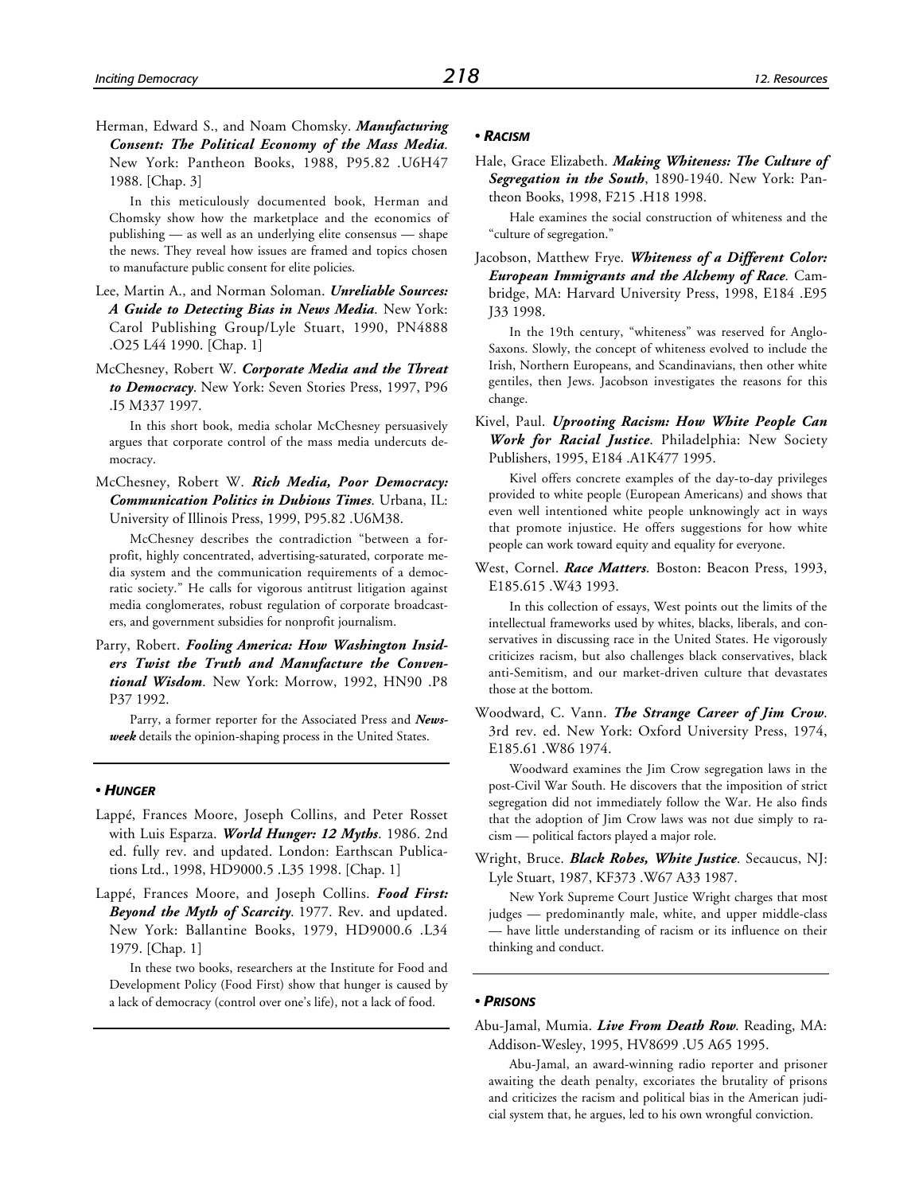Herman, Edward S., and Noam Chomsky. ***Manufacturing Consent: The Political Economy of the Mass Media***. New York: Pantheon Books, 1988, P95.82 .U6H47 1988. [Chap. 3]

In this meticulously documented book, Herman and Chomsky show how the marketplace and the economics of publishing — as well as an underlying elite consensus — shape the news. They reveal how issues are framed and topics chosen to manufacture public consent for elite policies.

Lee, Martin A., and Norman Soloman. ***Unreliable Sources: A Guide to Detecting Bias in News Media***. New York: Carol Publishing Group/Lyle Stuart, 1990, PN4888 .O25 L44 1990. [Chap. 1]

McChesney, Robert W. ***Corporate Media and the Threat to Democracy***. New York: Seven Stories Press, 1997, P96 .I5 M337 1997.

In this short book, media scholar McChesney persuasively argues that corporate control of the mass media undercuts democracy.

McChesney, Robert W. ***Rich Media, Poor Democracy: Communication Politics in Dubious Times***. Urbana, IL: University of Illinois Press, 1999, P95.82 .U6M38.

McChesney describes the contradiction "between a for-profit, highly concentrated, advertising-saturated, corporate media system and the communication requirements of a democratic society." He calls for vigorous antitrust litigation against media conglomerates, robust regulation of corporate broadcasters, and government subsidies for nonprofit journalism.

Parry, Robert. ***Fooling America: How Washington Insiders Twist the Truth and Manufacture the Conventional Wisdom***. New York: Morrow, 1992, HN90 .P8 P37 1992.

Parry, a former reporter for the Associated Press and ***Newsweek*** details the opinion-shaping process in the United States.

### • *Hunger*

Lappé, Frances Moore, Joseph Collins, and Peter Rosset with Luis Esparza. ***World Hunger: 12 Myths***. 1986. 2nd ed. fully rev. and updated. London: Earthscan Publications Ltd., 1998, HD9000.5 .L35 1998. [Chap. 1]

Lappé, Frances Moore, and Joseph Collins. ***Food First: Beyond the Myth of Scarcity***. 1977. Rev. and updated. New York: Ballantine Books, 1979, HD9000.6 .L34 1979. [Chap. 1]

In these two books, researchers at the Institute for Food and Development Policy (Food First) show that hunger is caused by a lack of democracy (control over one's life), not a lack of food.

### • *Racism*

Hale, Grace Elizabeth. ***Making Whiteness: The Culture of Segregation in the South***, 1890-1940. New York: Pantheon Books, 1998, F215 .H18 1998.

Hale examines the social construction of whiteness and the "culture of segregation."

Jacobson, Matthew Frye. ***Whiteness of a Different Color: European Immigrants and the Alchemy of Race***. Cambridge, MA: Harvard University Press, 1998, E184 .E95 J33 1998.

In the 19th century, "whiteness" was reserved for Anglo-Saxons. Slowly, the concept of whiteness evolved to include the Irish, Northern Europeans, and Scandinavians, then other white gentiles, then Jews. Jacobson investigates the reasons for this change.

Kivel, Paul. ***Uprooting Racism: How White People Can Work for Racial Justice***. Philadelphia: New Society Publishers, 1995, E184 .A1K477 1995.

Kivel offers concrete examples of the day-to-day privileges provided to white people (European Americans) and shows that even well intentioned white people unknowingly act in ways that promote injustice. He offers suggestions for how white people can work toward equity and equality for everyone.

West, Cornel. ***Race Matters***. Boston: Beacon Press, 1993, E185.615 .W43 1993.

In this collection of essays, West points out the limits of the intellectual frameworks used by whites, blacks, liberals, and conservatives in discussing race in the United States. He vigorously criticizes racism, but also challenges black conservatives, black anti-Semitism, and our market-driven culture that devastates those at the bottom.

Woodward, C. Vann. ***The Strange Career of Jim Crow***. 3rd rev. ed. New York: Oxford University Press, 1974, E185.61 .W86 1974.

Woodward examines the Jim Crow segregation laws in the post-Civil War South. He discovers that the imposition of strict segregation did not immediately follow the War. He also finds that the adoption of Jim Crow laws was not due simply to racism — political factors played a major role.

Wright, Bruce. ***Black Robes, White Justice***. Secaucus, NJ: Lyle Stuart, 1987, KF373 .W67 A33 1987.

New York Supreme Court Justice Wright charges that most judges — predominantly male, white, and upper middle-class — have little understanding of racism or its influence on their thinking and conduct.

### • *Prisons*

Abu-Jamal, Mumia. ***Live From Death Row***. Reading, MA: Addison-Wesley, 1995, HV8699 .U5 A65 1995.

Abu-Jamal, an award-winning radio reporter and prisoner awaiting the death penalty, excoriates the brutality of prisons and criticizes the racism and political bias in the American judicial system that, he argues, led to his own wrongful conviction.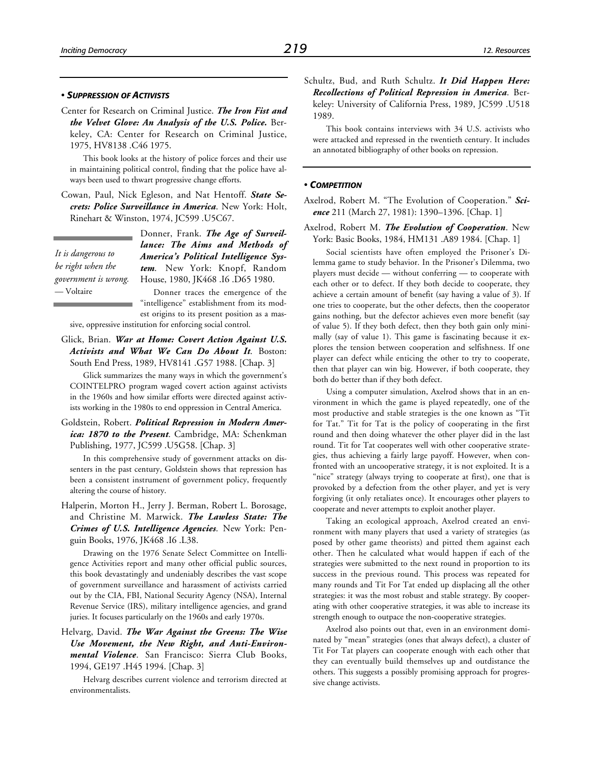### • SUPPRESSION OF ACTIVISTS

Center for Research on Criminal Justice. ***The Iron Fist and the Velvet Glove: An Analysis of the U.S. Police.*** Berkeley, CA: Center for Research on Criminal Justice, 1975, HV8138 .C46 1975.

This book looks at the history of police forces and their use in maintaining political control, finding that the police have always been used to thwart progressive change efforts.

Cowan, Paul, Nick Egleson, and Nat Hentoff. ***State Secrets: Police Surveillance in America***. New York: Holt, Rinehart & Winston, 1974, JC599 .U5C67.

Donner, Frank. ***The Age of Surveillance: The Aims and Methods of America's Political Intelligence System***. New York: Knopf, Random House, 1980, JK468 .I6 .D65 1980.

Donner traces the emergence of the "intelligence" establishment from its modest origins to its present position as a massive, oppressive institution for enforcing social control.

*It is dangerous to be right when the government is wrong.*
— Voltaire

Glick, Brian. ***War at Home: Covert Action Against U.S. Activists and What We Can Do About It***. Boston: South End Press, 1989, HV8141 .G57 1988. [Chap. 3]

Glick summarizes the many ways in which the government's COINTELPRO program waged covert action against activists in the 1960s and how similar efforts were directed against activists working in the 1980s to end oppression in Central America.

Goldstein, Robert. ***Political Repression in Modern America: 1870 to the Present***. Cambridge, MA: Schenkman Publishing, 1977, JC599 .U5G58. [Chap. 3]

In this comprehensive study of government attacks on dissenters in the past century, Goldstein shows that repression has been a consistent instrument of government policy, frequently altering the course of history.

Halperin, Morton H., Jerry J. Berman, Robert L. Borosage, and Christine M. Marwick. ***The Lawless State: The Crimes of U.S. Intelligence Agencies***. New York: Penguin Books, 1976, JK468 .I6 .L38.

Drawing on the 1976 Senate Select Committee on Intelligence Activities report and many other official public sources, this book devastatingly and undeniably describes the vast scope of government surveillance and harassment of activists carried out by the CIA, FBI, National Security Agency (NSA), Internal Revenue Service (IRS), military intelligence agencies, and grand juries. It focuses particularly on the 1960s and early 1970s.

Helvarg, David. ***The War Against the Greens: The Wise Use Movement, the New Right, and Anti-Environmental Violence***. San Francisco: Sierra Club Books, 1994, GE197 .H45 1994. [Chap. 3]

Helvarg describes current violence and terrorism directed at environmentalists.

Schultz, Bud, and Ruth Schultz. ***It Did Happen Here: Recollections of Political Repression in America***. Berkeley: University of California Press, 1989, JC599 .U518 1989.

This book contains interviews with 34 U.S. activists who were attacked and repressed in the twentieth century. It includes an annotated bibliography of other books on repression.

### • COMPETITION

Axelrod, Robert M. "The Evolution of Cooperation." ***Science*** 211 (March 27, 1981): 1390–1396. [Chap. 1]

Axelrod, Robert M. ***The Evolution of Cooperation***. New York: Basic Books, 1984, HM131 .A89 1984. [Chap. 1]

Social scientists have often employed the Prisoner's Dilemma game to study behavior. In the Prisoner's Dilemma, two players must decide — without conferring — to cooperate with each other or to defect. If they both decide to cooperate, they achieve a certain amount of benefit (say having a value of 3). If one tries to cooperate, but the other defects, then the cooperator gains nothing, but the defector achieves even more benefit (say of value 5). If they both defect, then they both gain only minimally (say of value 1). This game is fascinating because it explores the tension between cooperation and selfishness. If one player can defect while enticing the other to try to cooperate, then that player can win big. However, if both cooperate, they both do better than if they both defect.

Using a computer simulation, Axelrod shows that in an environment in which the game is played repeatedly, one of the most productive and stable strategies is the one known as "Tit for Tat." Tit for Tat is the policy of cooperating in the first round and then doing whatever the other player did in the last round. Tit for Tat cooperates well with other cooperative strategies, thus achieving a fairly large payoff. However, when confronted with an uncooperative strategy, it is not exploited. It is a "nice" strategy (always trying to cooperate at first), one that is provoked by a defection from the other player, and yet is very forgiving (it only retaliates once). It encourages other players to cooperate and never attempts to exploit another player.

Taking an ecological approach, Axelrod created an environment with many players that used a variety of strategies (as posed by other game theorists) and pitted them against each other. Then he calculated what would happen if each of the strategies were submitted to the next round in proportion to its success in the previous round. This process was repeated for many rounds and Tit For Tat ended up displacing all the other strategies: it was the most robust and stable strategy. By cooperating with other cooperative strategies, it was able to increase its strength enough to outpace the non-cooperative strategies.

Axelrod also points out that, even in an environment dominated by "mean" strategies (ones that always defect), a cluster of Tit For Tat players can cooperate enough with each other that they can eventually build themselves up and outdistance the others. This suggests a possibly promising approach for progressive change activists.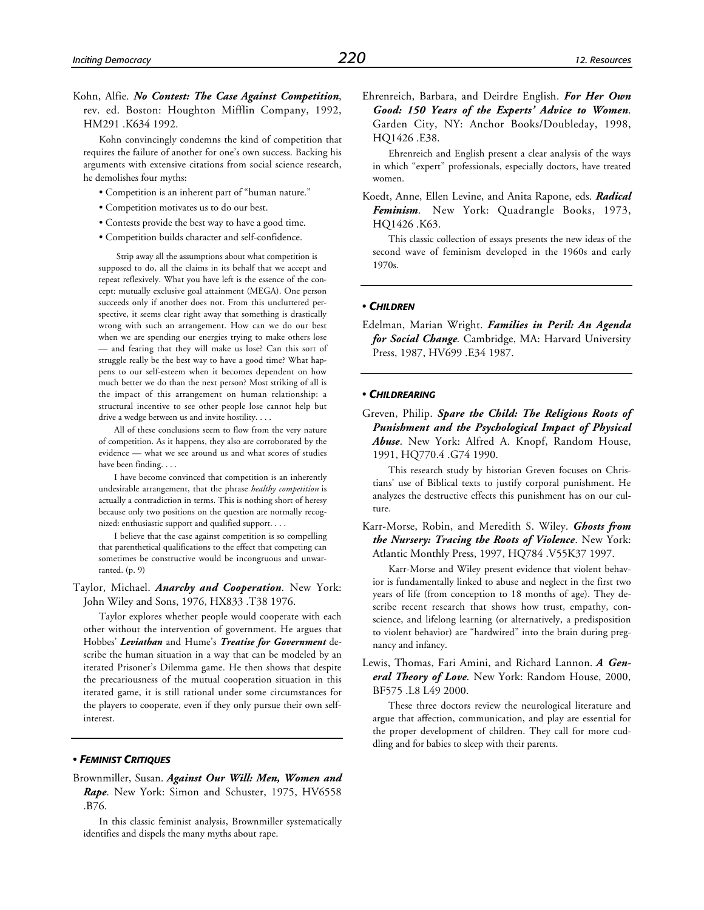Kohn, Alfie. ***No Contest: The Case Against Competition***, rev. ed. Boston: Houghton Mifflin Company, 1992, HM291 .K634 1992.

Kohn convincingly condemns the kind of competition that requires the failure of another for one's own success. Backing his arguments with extensive citations from social science research, he demolishes four myths:

- Competition is an inherent part of "human nature."
- Competition motivates us to do our best.
- Contests provide the best way to have a good time.
- Competition builds character and self-confidence.

> Strip away all the assumptions about what competition is supposed to do, all the claims in its behalf that we accept and repeat reflexively. What you have left is the essence of the concept: mutually exclusive goal attainment (MEGA). One person succeeds only if another does not. From this uncluttered perspective, it seems clear right away that something is drastically wrong with such an arrangement. How can we do our best when we are spending our energies trying to make others lose — and fearing that they will make us lose? Can this sort of struggle really be the best way to have a good time? What happens to our self-esteem when it becomes dependent on how much better we do than the next person? Most striking of all is the impact of this arrangement on human relationship: a structural incentive to see other people lose cannot help but drive a wedge between us and invite hostility. . . .
>
> All of these conclusions seem to flow from the very nature of competition. As it happens, they also are corroborated by the evidence — what we see around us and what scores of studies have been finding. . . .
>
> I have become convinced that competition is an inherently undesirable arrangement, that the phrase *healthy competition* is actually a contradiction in terms. This is nothing short of heresy because only two positions on the question are normally recognized: enthusiastic support and qualified support. . . .
>
> I believe that the case against competition is so compelling that parenthetical qualifications to the effect that competing can sometimes be constructive would be incongruous and unwarranted. (p. 9)

Taylor, Michael. ***Anarchy and Cooperation***. New York: John Wiley and Sons, 1976, HX833 .T38 1976.

Taylor explores whether people would cooperate with each other without the intervention of government. He argues that Hobbes' ***Leviathan*** and Hume's ***Treatise for Government*** describe the human situation in a way that can be modeled by an iterated Prisoner's Dilemma game. He then shows that despite the precariousness of the mutual cooperation situation in this iterated game, it is still rational under some circumstances for the players to cooperate, even if they only pursue their own self-interest.

---

### • *Feminist Critiques*

Brownmiller, Susan. ***Against Our Will: Men, Women and Rape***. New York: Simon and Schuster, 1975, HV6558 .B76.

In this classic feminist analysis, Brownmiller systematically identifies and dispels the many myths about rape.

Ehrenreich, Barbara, and Deirdre English. ***For Her Own Good: 150 Years of the Experts' Advice to Women***. Garden City, NY: Anchor Books/Doubleday, 1998, HQ1426 .E38.

Ehrenreich and English present a clear analysis of the ways in which "expert" professionals, especially doctors, have treated women.

Koedt, Anne, Ellen Levine, and Anita Rapone, eds. ***Radical Feminism***. New York: Quadrangle Books, 1973, HQ1426 .K63.

This classic collection of essays presents the new ideas of the second wave of feminism developed in the 1960s and early 1970s.

---

### • *Children*

Edelman, Marian Wright. ***Families in Peril: An Agenda for Social Change***. Cambridge, MA: Harvard University Press, 1987, HV699 .E34 1987.

---

### • *Childrearing*

Greven, Philip. ***Spare the Child: The Religious Roots of Punishment and the Psychological Impact of Physical Abuse***. New York: Alfred A. Knopf, Random House, 1991, HQ770.4 .G74 1990.

This research study by historian Greven focuses on Christians' use of Biblical texts to justify corporal punishment. He analyzes the destructive effects this punishment has on our culture.

Karr-Morse, Robin, and Meredith S. Wiley. ***Ghosts from the Nursery: Tracing the Roots of Violence***. New York: Atlantic Monthly Press, 1997, HQ784 .V55K37 1997.

Karr-Morse and Wiley present evidence that violent behavior is fundamentally linked to abuse and neglect in the first two years of life (from conception to 18 months of age). They describe recent research that shows how trust, empathy, conscience, and lifelong learning (or alternatively, a predisposition to violent behavior) are "hardwired" into the brain during pregnancy and infancy.

Lewis, Thomas, Fari Amini, and Richard Lannon. ***A General Theory of Love***. New York: Random House, 2000, BF575 .L8 L49 2000.

These three doctors review the neurological literature and argue that affection, communication, and play are essential for the proper development of children. They call for more cuddling and for babies to sleep with their parents.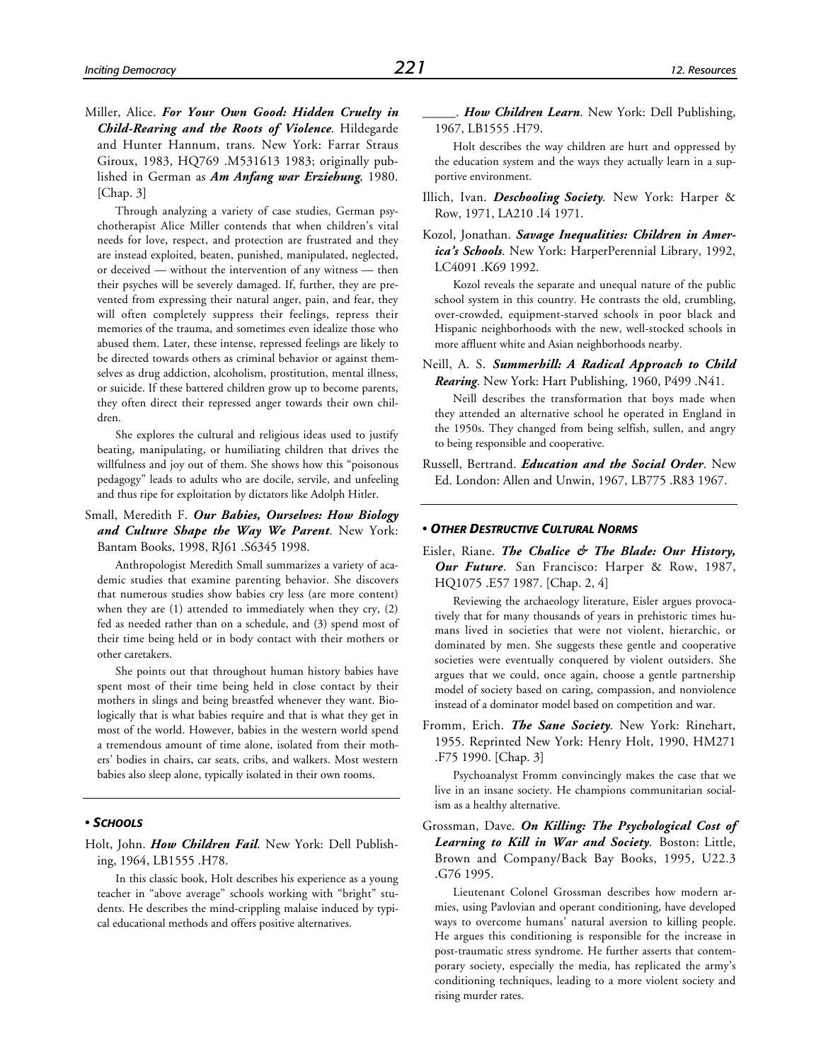Miller, Alice. ***For Your Own Good: Hidden Cruelty in Child-Rearing and the Roots of Violence***. Hildegarde and Hunter Hannum, trans. New York: Farrar Straus Giroux, 1983, HQ769 .M531613 1983; originally published in German as ***Am Anfang war Erziehung***, 1980. [Chap. 3]

Through analyzing a variety of case studies, German psychotherapist Alice Miller contends that when children's vital needs for love, respect, and protection are frustrated and they are instead exploited, beaten, punished, manipulated, neglected, or deceived — without the intervention of any witness — then their psyches will be severely damaged. If, further, they are prevented from expressing their natural anger, pain, and fear, they will often completely suppress their feelings, repress their memories of the trauma, and sometimes even idealize those who abused them. Later, these intense, repressed feelings are likely to be directed towards others as criminal behavior or against themselves as drug addiction, alcoholism, prostitution, mental illness, or suicide. If these battered children grow up to become parents, they often direct their repressed anger towards their own children.

She explores the cultural and religious ideas used to justify beating, manipulating, or humiliating children that drives the willfulness and joy out of them. She shows how this "poisonous pedagogy" leads to adults who are docile, servile, and unfeeling and thus ripe for exploitation by dictators like Adolph Hitler.

Small, Meredith F. ***Our Babies, Ourselves: How Biology and Culture Shape the Way We Parent***. New York: Bantam Books, 1998, RJ61 .S6345 1998.

Anthropologist Meredith Small summarizes a variety of academic studies that examine parenting behavior. She discovers that numerous studies show babies cry less (are more content) when they are (1) attended to immediately when they cry, (2) fed as needed rather than on a schedule, and (3) spend most of their time being held or in body contact with their mothers or other caretakers.

She points out that throughout human history babies have spent most of their time being held in close contact by their mothers in slings and being breastfed whenever they want. Biologically that is what babies require and that is what they get in most of the world. However, babies in the western world spend a tremendous amount of time alone, isolated from their mothers' bodies in chairs, car seats, cribs, and walkers. Most western babies also sleep alone, typically isolated in their own rooms.

## • *Schools*

Holt, John. ***How Children Fail***. New York: Dell Publishing, 1964, LB1555 .H78.

In this classic book, Holt describes his experience as a young teacher in "above average" schools working with "bright" students. He describes the mind-crippling malaise induced by typical educational methods and offers positive alternatives.

_____. ***How Children Learn***. New York: Dell Publishing, 1967, LB1555 .H79.

Holt describes the way children are hurt and oppressed by the education system and the ways they actually learn in a supportive environment.

Illich, Ivan. ***Deschooling Society***. New York: Harper & Row, 1971, LA210 .I4 1971.

Kozol, Jonathan. ***Savage Inequalities: Children in America's Schools***. New York: HarperPerennial Library, 1992, LC4091 .K69 1992.

Kozol reveals the separate and unequal nature of the public school system in this country. He contrasts the old, crumbling, over-crowded, equipment-starved schools in poor black and Hispanic neighborhoods with the new, well-stocked schools in more affluent white and Asian neighborhoods nearby.

Neill, A. S. ***Summerhill: A Radical Approach to Child Rearing***. New York: Hart Publishing, 1960, P499 .N41.

Neill describes the transformation that boys made when they attended an alternative school he operated in England in the 1950s. They changed from being selfish, sullen, and angry to being responsible and cooperative.

Russell, Bertrand. ***Education and the Social Order***. New Ed. London: Allen and Unwin, 1967, LB775 .R83 1967.

## • *Other Destructive Cultural Norms*

Eisler, Riane. ***The Chalice & The Blade: Our History, Our Future***. San Francisco: Harper & Row, 1987, HQ1075 .E57 1987. [Chap. 2, 4]

Reviewing the archaeology literature, Eisler argues provocatively that for many thousands of years in prehistoric times humans lived in societies that were not violent, hierarchic, or dominated by men. She suggests these gentle and cooperative societies were eventually conquered by violent outsiders. She argues that we could, once again, choose a gentle partnership model of society based on caring, compassion, and nonviolence instead of a dominator model based on competition and war.

Fromm, Erich. ***The Sane Society***. New York: Rinehart, 1955. Reprinted New York: Henry Holt, 1990, HM271 .F75 1990. [Chap. 3]

Psychoanalyst Fromm convincingly makes the case that we live in an insane society. He champions communitarian socialism as a healthy alternative.

Grossman, Dave. ***On Killing: The Psychological Cost of Learning to Kill in War and Society***. Boston: Little, Brown and Company/Back Bay Books, 1995, U22.3 .G76 1995.

Lieutenant Colonel Grossman describes how modern armies, using Pavlovian and operant conditioning, have developed ways to overcome humans' natural aversion to killing people. He argues this conditioning is responsible for the increase in post-traumatic stress syndrome. He further asserts that contemporary society, especially the media, has replicated the army's conditioning techniques, leading to a more violent society and rising murder rates.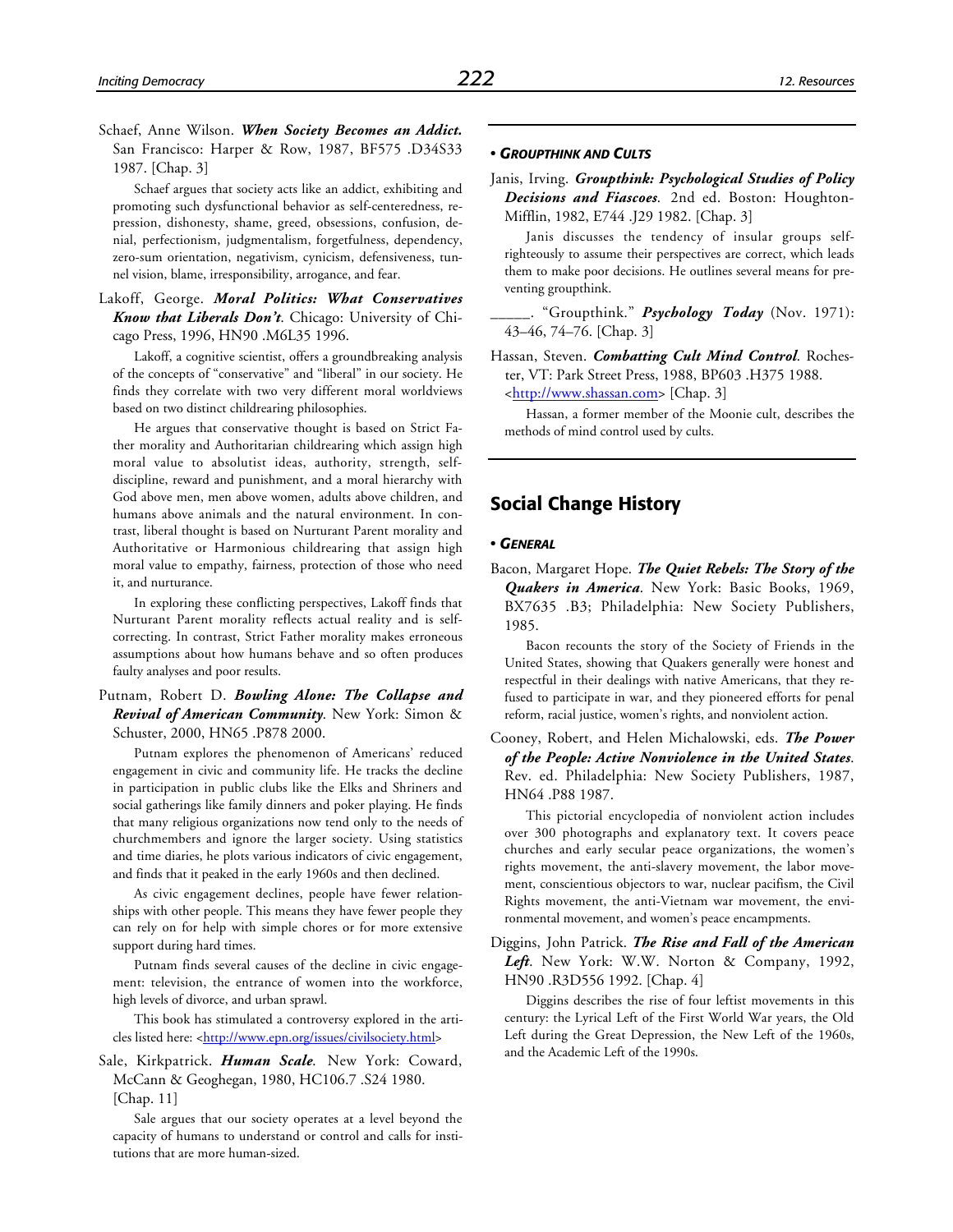Schaef, Anne Wilson. ***When Society Becomes an Addict.*** San Francisco: Harper & Row, 1987, BF575 .D34S33 1987. [Chap. 3]

Schaef argues that society acts like an addict, exhibiting and promoting such dysfunctional behavior as self-centeredness, repression, dishonesty, shame, greed, obsessions, confusion, denial, perfectionism, judgmentalism, forgetfulness, dependency, zero-sum orientation, negativism, cynicism, defensiveness, tunnel vision, blame, irresponsibility, arrogance, and fear.

Lakoff, George. ***Moral Politics: What Conservatives Know that Liberals Don't***. Chicago: University of Chicago Press, 1996, HN90 .M6L35 1996.

Lakoff, a cognitive scientist, offers a groundbreaking analysis of the concepts of "conservative" and "liberal" in our society. He finds they correlate with two very different moral worldviews based on two distinct childrearing philosophies.

He argues that conservative thought is based on Strict Father morality and Authoritarian childrearing which assign high moral value to absolutist ideas, authority, strength, self-discipline, reward and punishment, and a moral hierarchy with God above men, men above women, adults above children, and humans above animals and the natural environment. In contrast, liberal thought is based on Nurturant Parent morality and Authoritative or Harmonious childrearing that assign high moral value to empathy, fairness, protection of those who need it, and nurturance.

In exploring these conflicting perspectives, Lakoff finds that Nurturant Parent morality reflects actual reality and is self-correcting. In contrast, Strict Father morality makes erroneous assumptions about how humans behave and so often produces faulty analyses and poor results.

Putnam, Robert D. ***Bowling Alone: The Collapse and Revival of American Community***. New York: Simon & Schuster, 2000, HN65 .P878 2000.

Putnam explores the phenomenon of Americans' reduced engagement in civic and community life. He tracks the decline in participation in public clubs like the Elks and Shriners and social gatherings like family dinners and poker playing. He finds that many religious organizations now tend only to the needs of churchmembers and ignore the larger society. Using statistics and time diaries, he plots various indicators of civic engagement, and finds that it peaked in the early 1960s and then declined.

As civic engagement declines, people have fewer relationships with other people. This means they have fewer people they can rely on for help with simple chores or for more extensive support during hard times.

Putnam finds several causes of the decline in civic engagement: television, the entrance of women into the workforce, high levels of divorce, and urban sprawl.

This book has stimulated a controversy explored in the articles listed here: <http://www.epn.org/issues/civilsociety.html>

Sale, Kirkpatrick. ***Human Scale***. New York: Coward, McCann & Geoghegan, 1980, HC106.7 .S24 1980. [Chap. 11]

Sale argues that our society operates at a level beyond the capacity of humans to understand or control and calls for institutions that are more human-sized.

### • *GROUPTHINK AND CULTS*

Janis, Irving. ***Groupthink: Psychological Studies of Policy Decisions and Fiascoes***. 2nd ed. Boston: Houghton-Mifflin, 1982, E744 .J29 1982. [Chap. 3]

Janis discusses the tendency of insular groups self-righteously to assume their perspectives are correct, which leads them to make poor decisions. He outlines several means for preventing groupthink.

\_\_\_\_\_. "Groupthink." ***Psychology Today*** (Nov. 1971): 43–46, 74–76. [Chap. 3]

Hassan, Steven. ***Combatting Cult Mind Control***. Rochester, VT: Park Street Press, 1988, BP603 .H375 1988. <http://www.shassan.com> [Chap. 3]

Hassan, a former member of the Moonie cult, describes the methods of mind control used by cults.

## Social Change History

### • *GENERAL*

Bacon, Margaret Hope. ***The Quiet Rebels: The Story of the Quakers in America***. New York: Basic Books, 1969, BX7635 .B3; Philadelphia: New Society Publishers, 1985.

Bacon recounts the story of the Society of Friends in the United States, showing that Quakers generally were honest and respectful in their dealings with native Americans, that they refused to participate in war, and they pioneered efforts for penal reform, racial justice, women's rights, and nonviolent action.

Cooney, Robert, and Helen Michalowski, eds. ***The Power of the People: Active Nonviolence in the United States***. Rev. ed. Philadelphia: New Society Publishers, 1987, HN64 .P88 1987.

This pictorial encyclopedia of nonviolent action includes over 300 photographs and explanatory text. It covers peace churches and early secular peace organizations, the women's rights movement, the anti-slavery movement, the labor movement, conscientious objectors to war, nuclear pacifism, the Civil Rights movement, the anti-Vietnam war movement, the environmental movement, and women's peace encampments.

Diggins, John Patrick. ***The Rise and Fall of the American Left***. New York: W.W. Norton & Company, 1992, HN90 .R3D556 1992. [Chap. 4]

Diggins describes the rise of four leftist movements in this century: the Lyrical Left of the First World War years, the Old Left during the Great Depression, the New Left of the 1960s, and the Academic Left of the 1990s.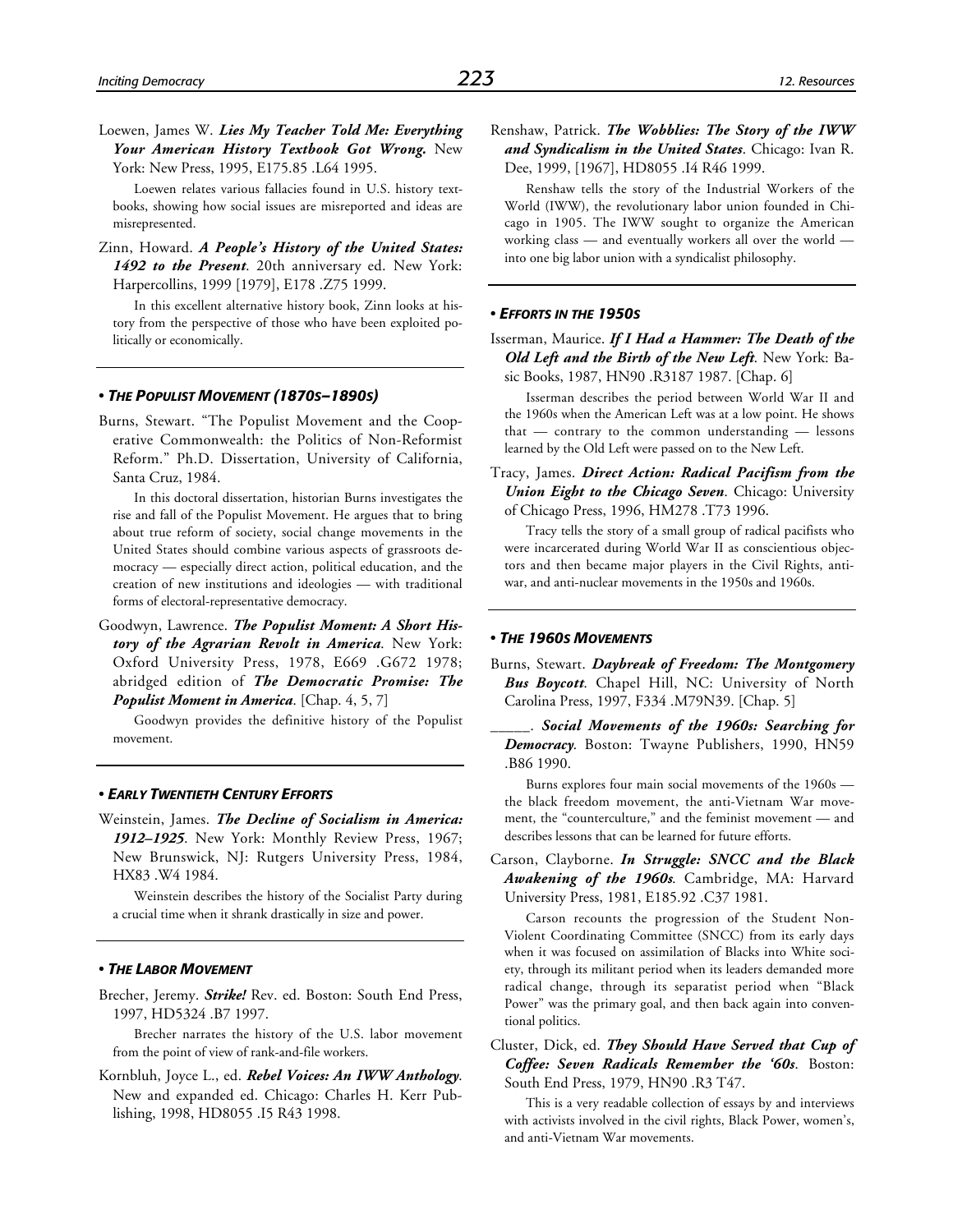Loewen, James W. ***Lies My Teacher Told Me: Everything Your American History Textbook Got Wrong.*** New York: New Press, 1995, E175.85 .L64 1995.

Loewen relates various fallacies found in U.S. history textbooks, showing how social issues are misreported and ideas are misrepresented.

Zinn, Howard. ***A People's History of the United States: 1492 to the Present***. 20th anniversary ed. New York: Harpercollins, 1999 [1979], E178 .Z75 1999.

In this excellent alternative history book, Zinn looks at history from the perspective of those who have been exploited politically or economically.

### • *The Populist Movement (1870s–1890s)*

Burns, Stewart. "The Populist Movement and the Cooperative Commonwealth: the Politics of Non-Reformist Reform." Ph.D. Dissertation, University of California, Santa Cruz, 1984.

In this doctoral dissertation, historian Burns investigates the rise and fall of the Populist Movement. He argues that to bring about true reform of society, social change movements in the United States should combine various aspects of grassroots democracy — especially direct action, political education, and the creation of new institutions and ideologies — with traditional forms of electoral-representative democracy.

Goodwyn, Lawrence. ***The Populist Moment: A Short History of the Agrarian Revolt in America***. New York: Oxford University Press, 1978, E669 .G672 1978; abridged edition of ***The Democratic Promise: The Populist Moment in America***. [Chap. 4, 5, 7]

Goodwyn provides the definitive history of the Populist movement.

### • *Early Twentieth Century Efforts*

Weinstein, James. ***The Decline of Socialism in America: 1912–1925***. New York: Monthly Review Press, 1967; New Brunswick, NJ: Rutgers University Press, 1984, HX83 .W4 1984.

Weinstein describes the history of the Socialist Party during a crucial time when it shrank drastically in size and power.

### • *The Labor Movement*

Brecher, Jeremy. ***Strike!*** Rev. ed. Boston: South End Press, 1997, HD5324 .B7 1997.

Brecher narrates the history of the U.S. labor movement from the point of view of rank-and-file workers.

Kornbluh, Joyce L., ed. ***Rebel Voices: An IWW Anthology***. New and expanded ed. Chicago: Charles H. Kerr Publishing, 1998, HD8055 .I5 R43 1998.

Renshaw, Patrick. ***The Wobblies: The Story of the IWW and Syndicalism in the United States***. Chicago: Ivan R. Dee, 1999, [1967], HD8055 .I4 R46 1999.

Renshaw tells the story of the Industrial Workers of the World (IWW), the revolutionary labor union founded in Chicago in 1905. The IWW sought to organize the American working class — and eventually workers all over the world — into one big labor union with a syndicalist philosophy.

### • *Efforts in the 1950s*

Isserman, Maurice. ***If I Had a Hammer: The Death of the Old Left and the Birth of the New Left***. New York: Basic Books, 1987, HN90 .R3187 1987. [Chap. 6]

Isserman describes the period between World War II and the 1960s when the American Left was at a low point. He shows that — contrary to the common understanding — lessons learned by the Old Left were passed on to the New Left.

Tracy, James. ***Direct Action: Radical Pacifism from the Union Eight to the Chicago Seven***. Chicago: University of Chicago Press, 1996, HM278 .T73 1996.

Tracy tells the story of a small group of radical pacifists who were incarcerated during World War II as conscientious objectors and then became major players in the Civil Rights, antiwar, and anti-nuclear movements in the 1950s and 1960s.

### • *The 1960s Movements*

Burns, Stewart. ***Daybreak of Freedom: The Montgomery Bus Boycott***. Chapel Hill, NC: University of North Carolina Press, 1997, F334 .M79N39. [Chap. 5]

\_\_\_\_\_. ***Social Movements of the 1960s: Searching for Democracy***. Boston: Twayne Publishers, 1990, HN59 .B86 1990.

Burns explores four main social movements of the 1960s — the black freedom movement, the anti-Vietnam War movement, the "counterculture," and the feminist movement — and describes lessons that can be learned for future efforts.

Carson, Clayborne. ***In Struggle: SNCC and the Black Awakening of the 1960s***. Cambridge, MA: Harvard University Press, 1981, E185.92 .C37 1981.

Carson recounts the progression of the Student Non-Violent Coordinating Committee (SNCC) from its early days when it was focused on assimilation of Blacks into White society, through its militant period when its leaders demanded more radical change, through its separatist period when "Black Power" was the primary goal, and then back again into conventional politics.

Cluster, Dick, ed. ***They Should Have Served that Cup of Coffee: Seven Radicals Remember the '60s***. Boston: South End Press, 1979, HN90 .R3 T47.

This is a very readable collection of essays by and interviews with activists involved in the civil rights, Black Power, women's, and anti-Vietnam War movements.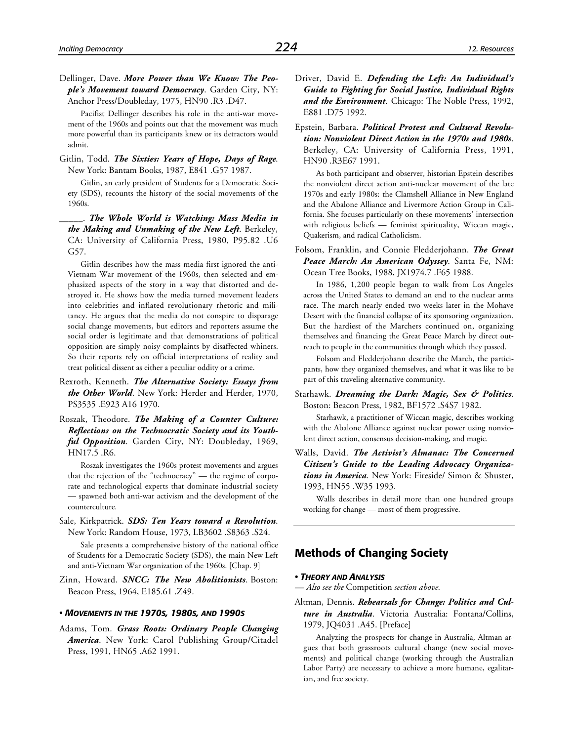Dellinger, Dave. ***More Power than We Know: The People's Movement toward Democracy***. Garden City, NY: Anchor Press/Doubleday, 1975, HN90 .R3 .D47.

Pacifist Dellinger describes his role in the anti-war movement of the 1960s and points out that the movement was much more powerful than its participants knew or its detractors would admit.

Gitlin, Todd. ***The Sixties: Years of Hope, Days of Rage***. New York: Bantam Books, 1987, E841 .G57 1987.

Gitlin, an early president of Students for a Democratic Society (SDS), recounts the history of the social movements of the 1960s.

_____. ***The Whole World is Watching: Mass Media in the Making and Unmaking of the New Left***. Berkeley, CA: University of California Press, 1980, P95.82 .U6 G57.

Gitlin describes how the mass media first ignored the anti-Vietnam War movement of the 1960s, then selected and emphasized aspects of the story in a way that distorted and destroyed it. He shows how the media turned movement leaders into celebrities and inflated revolutionary rhetoric and militancy. He argues that the media do not conspire to disparage social change movements, but editors and reporters assume the social order is legitimate and that demonstrations of political opposition are simply noisy complaints by disaffected whiners. So their reports rely on official interpretations of reality and treat political dissent as either a peculiar oddity or a crime.

Rexroth, Kenneth. ***The Alternative Society: Essays from the Other World***. New York: Herder and Herder, 1970, PS3535 .E923 A16 1970.

Roszak, Theodore. ***The Making of a Counter Culture: Reflections on the Technocratic Society and its Youthful Opposition***. Garden City, NY: Doubleday, 1969, HN17.5 .R6.

Roszak investigates the 1960s protest movements and argues that the rejection of the "technocracy" — the regime of corporate and technological experts that dominate industrial society — spawned both anti-war activism and the development of the counterculture.

Sale, Kirkpatrick. ***SDS: Ten Years toward a Revolution***. New York: Random House, 1973, LB3602 .S8363 .S24.

Sale presents a comprehensive history of the national office of Students for a Democratic Society (SDS), the main New Left and anti-Vietnam War organization of the 1960s. [Chap. 9]

Zinn, Howard. ***SNCC: The New Abolitionists***. Boston: Beacon Press, 1964, E185.61 .Z49.

#### • *MOVEMENTS IN THE 1970S, 1980S, AND 1990S*

Adams, Tom. ***Grass Roots: Ordinary People Changing America***. New York: Carol Publishing Group/Citadel Press, 1991, HN65 .A62 1991.

Driver, David E. ***Defending the Left: An Individual's Guide to Fighting for Social Justice, Individual Rights and the Environment***. Chicago: The Noble Press, 1992, E881 .D75 1992.

Epstein, Barbara. ***Political Protest and Cultural Revolution: Nonviolent Direct Action in the 1970s and 1980s***. Berkeley, CA: University of California Press, 1991, HN90 .R3E67 1991.

As both participant and observer, historian Epstein describes the nonviolent direct action anti-nuclear movement of the late 1970s and early 1980s: the Clamshell Alliance in New England and the Abalone Alliance and Livermore Action Group in California. She focuses particularly on these movements' intersection with religious beliefs — feminist spirituality, Wiccan magic, Quakerism, and radical Catholicism.

Folsom, Franklin, and Connie Fledderjohann. ***The Great Peace March: An American Odyssey***. Santa Fe, NM: Ocean Tree Books, 1988, JX1974.7 .F65 1988.

In 1986, 1,200 people began to walk from Los Angeles across the United States to demand an end to the nuclear arms race. The march nearly ended two weeks later in the Mohave Desert with the financial collapse of its sponsoring organization. But the hardiest of the Marchers continued on, organizing themselves and financing the Great Peace March by direct outreach to people in the communities through which they passed.

Folsom and Fledderjohann describe the March, the participants, how they organized themselves, and what it was like to be part of this traveling alternative community.

Starhawk. ***Dreaming the Dark: Magic, Sex & Politics***. Boston: Beacon Press, 1982, BF1572 .S4S7 1982.

Starhawk, a practitioner of Wiccan magic, describes working with the Abalone Alliance against nuclear power using nonviolent direct action, consensus decision-making, and magic.

Walls, David. ***The Activist's Almanac: The Concerned Citizen's Guide to the Leading Advocacy Organizations in America***. New York: Fireside/ Simon & Shuster, 1993, HN55 .W35 1993.

Walls describes in detail more than one hundred groups working for change — most of them progressive.

## Methods of Changing Society

#### • *THEORY AND ANALYSIS*

— *Also see the* Competition *section above.*

Altman, Dennis. ***Rehearsals for Change: Politics and Culture in Australia***. Victoria Australia: Fontana/Collins, 1979, JQ4031 .A45. [Preface]

Analyzing the prospects for change in Australia, Altman argues that both grassroots cultural change (new social movements) and political change (working through the Australian Labor Party) are necessary to achieve a more humane, egalitarian, and free society.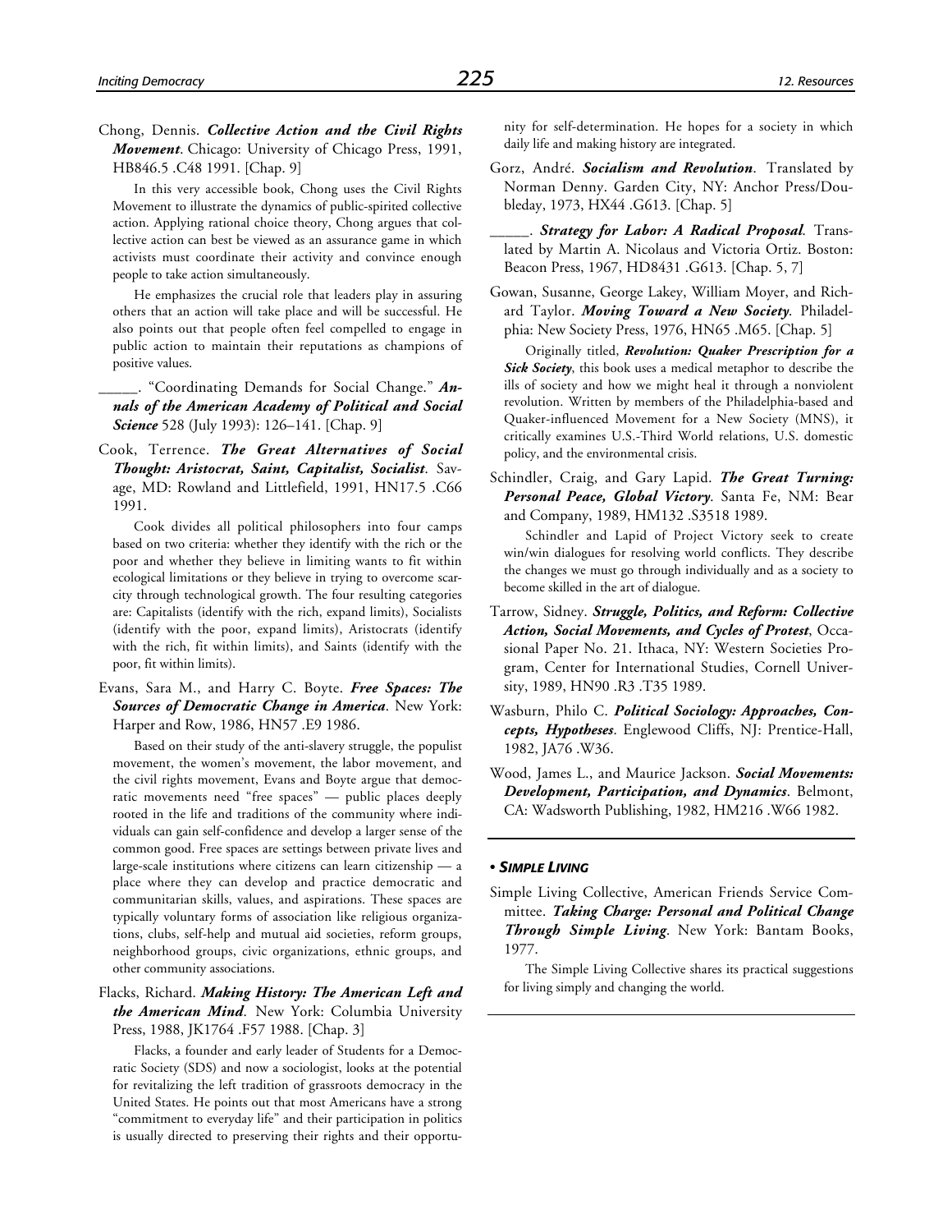Chong, Dennis. ***Collective Action and the Civil Rights Movement***. Chicago: University of Chicago Press, 1991, HB846.5 .C48 1991. [Chap. 9]

In this very accessible book, Chong uses the Civil Rights Movement to illustrate the dynamics of public-spirited collective action. Applying rational choice theory, Chong argues that collective action can best be viewed as an assurance game in which activists must coordinate their activity and convince enough people to take action simultaneously.

He emphasizes the crucial role that leaders play in assuring others that an action will take place and will be successful. He also points out that people often feel compelled to engage in public action to maintain their reputations as champions of positive values.

_____. "Coordinating Demands for Social Change." ***Annals of the American Academy of Political and Social Science*** 528 (July 1993): 126–141. [Chap. 9]

Cook, Terrence. ***The Great Alternatives of Social Thought: Aristocrat, Saint, Capitalist, Socialist***. Savage, MD: Rowland and Littlefield, 1991, HN17.5 .C66 1991.

Cook divides all political philosophers into four camps based on two criteria: whether they identify with the rich or the poor and whether they believe in limiting wants to fit within ecological limitations or they believe in trying to overcome scarcity through technological growth. The four resulting categories are: Capitalists (identify with the rich, expand limits), Socialists (identify with the poor, expand limits), Aristocrats (identify with the rich, fit within limits), and Saints (identify with the poor, fit within limits).

Evans, Sara M., and Harry C. Boyte. ***Free Spaces: The Sources of Democratic Change in America***. New York: Harper and Row, 1986, HN57 .E9 1986.

Based on their study of the anti-slavery struggle, the populist movement, the women's movement, the labor movement, and the civil rights movement, Evans and Boyte argue that democratic movements need "free spaces" — public places deeply rooted in the life and traditions of the community where individuals can gain self-confidence and develop a larger sense of the common good. Free spaces are settings between private lives and large-scale institutions where citizens can learn citizenship — a place where they can develop and practice democratic and communitarian skills, values, and aspirations. These spaces are typically voluntary forms of association like religious organizations, clubs, self-help and mutual aid societies, reform groups, neighborhood groups, civic organizations, ethnic groups, and other community associations.

Flacks, Richard. ***Making History: The American Left and the American Mind***. New York: Columbia University Press, 1988, JK1764 .F57 1988. [Chap. 3]

Flacks, a founder and early leader of Students for a Democratic Society (SDS) and now a sociologist, looks at the potential for revitalizing the left tradition of grassroots democracy in the United States. He points out that most Americans have a strong "commitment to everyday life" and their participation in politics is usually directed to preserving their rights and their opportunity for self-determination. He hopes for a society in which daily life and making history are integrated.

Gorz, André. ***Socialism and Revolution***. Translated by Norman Denny. Garden City, NY: Anchor Press/Doubleday, 1973, HX44 .G613. [Chap. 5]

_____. ***Strategy for Labor: A Radical Proposal***. Translated by Martin A. Nicolaus and Victoria Ortiz. Boston: Beacon Press, 1967, HD8431 .G613. [Chap. 5, 7]

Gowan, Susanne, George Lakey, William Moyer, and Richard Taylor. ***Moving Toward a New Society***. Philadelphia: New Society Press, 1976, HN65 .M65. [Chap. 5]

Originally titled, ***Revolution: Quaker Prescription for a Sick Society***, this book uses a medical metaphor to describe the ills of society and how we might heal it through a nonviolent revolution. Written by members of the Philadelphia-based and Quaker-influenced Movement for a New Society (MNS), it critically examines U.S.-Third World relations, U.S. domestic policy, and the environmental crisis.

Schindler, Craig, and Gary Lapid. ***The Great Turning: Personal Peace, Global Victory***. Santa Fe, NM: Bear and Company, 1989, HM132 .S3518 1989.

Schindler and Lapid of Project Victory seek to create win/win dialogues for resolving world conflicts. They describe the changes we must go through individually and as a society to become skilled in the art of dialogue.

Tarrow, Sidney. ***Struggle, Politics, and Reform: Collective Action, Social Movements, and Cycles of Protest***, Occasional Paper No. 21. Ithaca, NY: Western Societies Program, Center for International Studies, Cornell University, 1989, HN90 .R3 .T35 1989.

Wasburn, Philo C. ***Political Sociology: Approaches, Concepts, Hypotheses***. Englewood Cliffs, NJ: Prentice-Hall, 1982, JA76 .W36.

Wood, James L., and Maurice Jackson. ***Social Movements: Development, Participation, and Dynamics***. Belmont, CA: Wadsworth Publishing, 1982, HM216 .W66 1982.

### • *Simple Living*

Simple Living Collective, American Friends Service Committee. ***Taking Charge: Personal and Political Change Through Simple Living***. New York: Bantam Books, 1977.

The Simple Living Collective shares its practical suggestions for living simply and changing the world.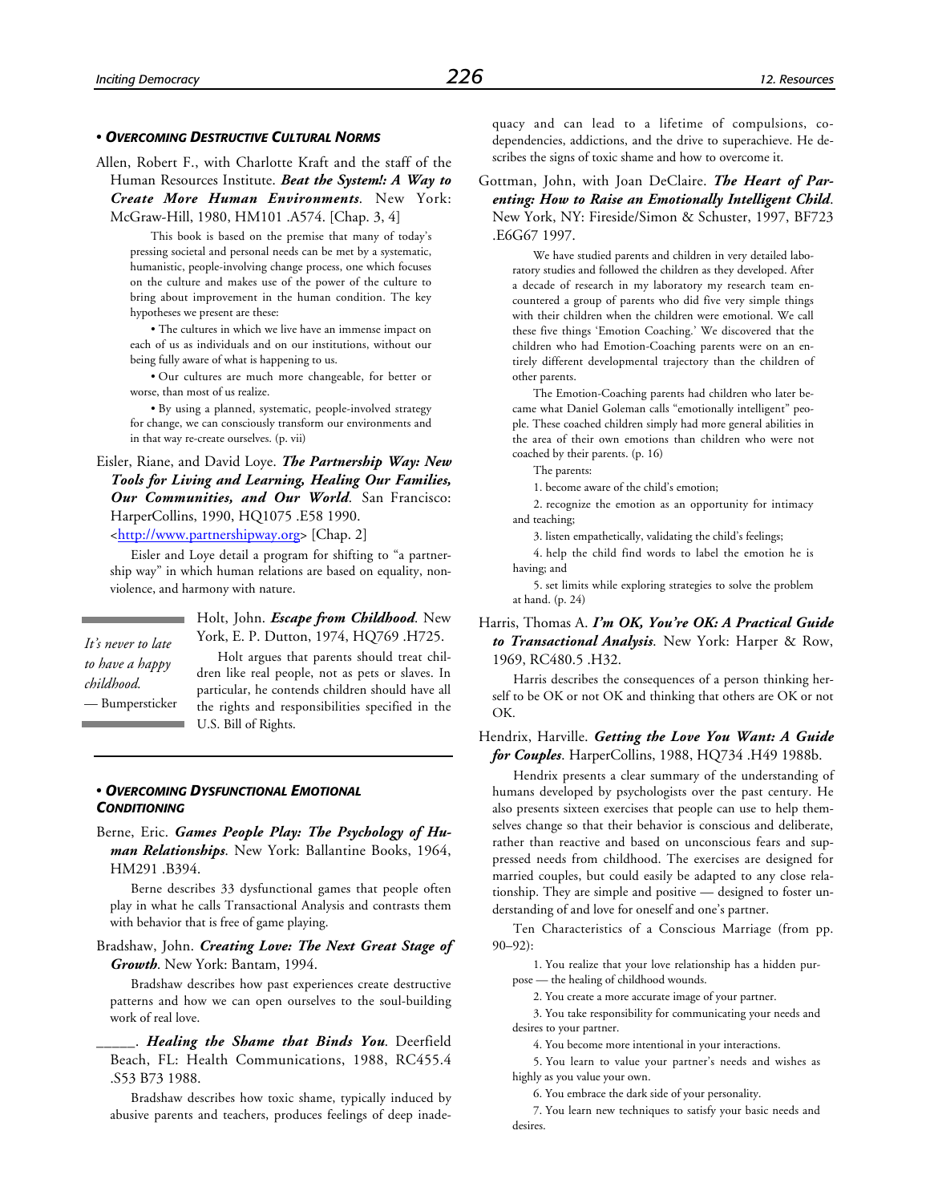### • *Overcoming Destructive Cultural Norms*

Allen, Robert F., with Charlotte Kraft and the staff of the Human Resources Institute. ***Beat the System!: A Way to Create More Human Environments***. New York: McGraw-Hill, 1980, HM101 .A574. [Chap. 3, 4]

> This book is based on the premise that many of today's pressing societal and personal needs can be met by a systematic, humanistic, people-involving change process, one which focuses on the culture and makes use of the power of the culture to bring about improvement in the human condition. The key hypotheses we present are these:
>
> • The cultures in which we live have an immense impact on each of us as individuals and on our institutions, without our being fully aware of what is happening to us.
>
> • Our cultures are much more changeable, for better or worse, than most of us realize.
>
> • By using a planned, systematic, people-involved strategy for change, we can consciously transform our environments and in that way re-create ourselves. (p. vii)

Eisler, Riane, and David Loye. ***The Partnership Way: New Tools for Living and Learning, Healing Our Families, Our Communities, and Our World***. San Francisco: HarperCollins, 1990, HQ1075 .E58 1990. <http://www.partnershipway.org> [Chap. 2]

Eisler and Loye detail a program for shifting to "a partnership way" in which human relations are based on equality, nonviolence, and harmony with nature.

Holt, John. ***Escape from Childhood***. New York, E. P. Dutton, 1974, HQ769 .H725.

Holt argues that parents should treat children like real people, not as pets or slaves. In particular, he contends children should have all the rights and responsibilities specified in the U.S. Bill of Rights.

> *It's never to late to have a happy childhood.*
> — Bumpersticker

### • *Overcoming Dysfunctional Emotional Conditioning*

Berne, Eric. ***Games People Play: The Psychology of Human Relationships***. New York: Ballantine Books, 1964, HM291 .B394.

Berne describes 33 dysfunctional games that people often play in what he calls Transactional Analysis and contrasts them with behavior that is free of game playing.

Bradshaw, John. ***Creating Love: The Next Great Stage of Growth***. New York: Bantam, 1994.

Bradshaw describes how past experiences create destructive patterns and how we can open ourselves to the soul-building work of real love.

\_\_\_\_\_. ***Healing the Shame that Binds You***. Deerfield Beach, FL: Health Communications, 1988, RC455.4 .S53 B73 1988.

Bradshaw describes how toxic shame, typically induced by abusive parents and teachers, produces feelings of deep inadequacy and can lead to a lifetime of compulsions, co-dependencies, addictions, and the drive to superachieve. He describes the signs of toxic shame and how to overcome it.

Gottman, John, with Joan DeClaire. ***The Heart of Parenting: How to Raise an Emotionally Intelligent Child***. New York, NY: Fireside/Simon & Schuster, 1997, BF723 .E6G67 1997.

> We have studied parents and children in very detailed laboratory studies and followed the children as they developed. After a decade of research in my laboratory my research team encountered a group of parents who did five very simple things with their children when the children were emotional. We call these five things 'Emotion Coaching.' We discovered that the children who had Emotion-Coaching parents were on an entirely different developmental trajectory than the children of other parents.
>
> The Emotion-Coaching parents had children who later became what Daniel Goleman calls "emotionally intelligent" people. These coached children simply had more general abilities in the area of their own emotions than children who were not coached by their parents. (p. 16)
>
> The parents:
>
> 1. become aware of the child's emotion;
>
> 2. recognize the emotion as an opportunity for intimacy and teaching;
>
> 3. listen empathetically, validating the child's feelings;
>
> 4. help the child find words to label the emotion he is having; and
>
> 5. set limits while exploring strategies to solve the problem at hand. (p. 24)

Harris, Thomas A. ***I'm OK, You're OK: A Practical Guide to Transactional Analysis***. New York: Harper & Row, 1969, RC480.5 .H32.

Harris describes the consequences of a person thinking herself to be OK or not OK and thinking that others are OK or not OK.

Hendrix, Harville. ***Getting the Love You Want: A Guide for Couples***. HarperCollins, 1988, HQ734 .H49 1988b.

Hendrix presents a clear summary of the understanding of humans developed by psychologists over the past century. He also presents sixteen exercises that people can use to help themselves change so that their behavior is conscious and deliberate, rather than reactive and based on unconscious fears and suppressed needs from childhood. The exercises are designed for married couples, but could easily be adapted to any close relationship. They are simple and positive — designed to foster understanding of and love for oneself and one's partner.

Ten Characteristics of a Conscious Marriage (from pp. 90–92):

> 1. You realize that your love relationship has a hidden purpose — the healing of childhood wounds.
>
> 2. You create a more accurate image of your partner.
>
> 3. You take responsibility for communicating your needs and desires to your partner.
>
> 4. You become more intentional in your interactions.
>
> 5. You learn to value your partner's needs and wishes as highly as you value your own.
>
> 6. You embrace the dark side of your personality.
>
> 7. You learn new techniques to satisfy your basic needs and desires.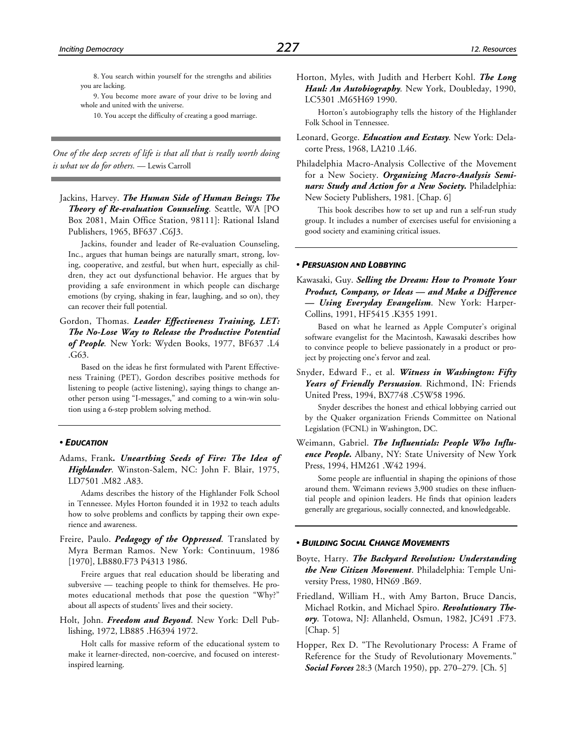8. You search within yourself for the strengths and abilities you are lacking.

9. You become more aware of your drive to be loving and whole and united with the universe.

10. You accept the difficulty of creating a good marriage.

---

*One of the deep secrets of life is that all that is really worth doing is what we do for others.* — Lewis Carroll

---

Jackins, Harvey. ***The Human Side of Human Beings: The Theory of Re-evaluation Counseling***. Seattle, WA [PO Box 2081, Main Office Station, 98111]: Rational Island Publishers, 1965, BF637 .C6J3.

Jackins, founder and leader of Re-evaluation Counseling, Inc., argues that human beings are naturally smart, strong, loving, cooperative, and zestful, but when hurt, especially as children, they act out dysfunctional behavior. He argues that by providing a safe environment in which people can discharge emotions (by crying, shaking in fear, laughing, and so on), they can recover their full potential.

Gordon, Thomas. ***Leader Effectiveness Training, LET: The No-Lose Way to Release the Productive Potential of People***. New York: Wyden Books, 1977, BF637 .L4 .G63.

Based on the ideas he first formulated with Parent Effectiveness Training (PET), Gordon describes positive methods for listening to people (active listening), saying things to change another person using "I-messages," and coming to a win-win solution using a 6-step problem solving method.

## • *EDUCATION*

Adams, Frank**.** ***Unearthing Seeds of Fire: The Idea of Highlander***. Winston-Salem, NC: John F. Blair, 1975, LD7501 .M82 .A83.

Adams describes the history of the Highlander Folk School in Tennessee. Myles Horton founded it in 1932 to teach adults how to solve problems and conflicts by tapping their own experience and awareness.

Freire, Paulo. ***Pedagogy of the Oppressed***. Translated by Myra Berman Ramos. New York: Continuum, 1986 [1970], LB880.F73 P4313 1986.

Freire argues that real education should be liberating and subversive — teaching people to think for themselves. He promotes educational methods that pose the question "Why?" about all aspects of students' lives and their society.

Holt, John. ***Freedom and Beyond***. New York: Dell Publishing, 1972, LB885 .H6394 1972.

Holt calls for massive reform of the educational system to make it learner-directed, non-coercive, and focused on interest-inspired learning.

Horton, Myles, with Judith and Herbert Kohl. ***The Long Haul: An Autobiography***. New York, Doubleday, 1990, LC5301 .M65H69 1990.

Horton's autobiography tells the history of the Highlander Folk School in Tennessee.

Leonard, George. ***Education and Ecstasy***. New York: Delacorte Press, 1968, LA210 .L46.

Philadelphia Macro-Analysis Collective of the Movement for a New Society. ***Organizing Macro-Analysis Seminars: Study and Action for a New Society.*** Philadelphia: New Society Publishers, 1981. [Chap. 6]

This book describes how to set up and run a self-run study group. It includes a number of exercises useful for envisioning a good society and examining critical issues.

## • *PERSUASION AND LOBBYING*

Kawasaki, Guy. ***Selling the Dream: How to Promote Your Product, Company, or Ideas — and Make a Difference — Using Everyday Evangelism***. New York: HarperCollins, 1991, HF5415 .K355 1991.

Based on what he learned as Apple Computer's original software evangelist for the Macintosh, Kawasaki describes how to convince people to believe passionately in a product or project by projecting one's fervor and zeal.

Snyder, Edward F., et al. ***Witness in Washington: Fifty Years of Friendly Persuasion***. Richmond, IN: Friends United Press, 1994, BX7748 .C5W58 1996.

Snyder describes the honest and ethical lobbying carried out by the Quaker organization Friends Committee on National Legislation (FCNL) in Washington, DC.

Weimann, Gabriel. ***The Influentials: People Who Influence People.*** Albany, NY: State University of New York Press, 1994, HM261 .W42 1994.

Some people are influential in shaping the opinions of those around them. Weimann reviews 3,900 studies on these influential people and opinion leaders. He finds that opinion leaders generally are gregarious, socially connected, and knowledgeable.

## • *BUILDING SOCIAL CHANGE MOVEMENTS*

Boyte, Harry. ***The Backyard Revolution: Understanding the New Citizen Movement***. Philadelphia: Temple University Press, 1980, HN69 .B69.

Friedland, William H., with Amy Barton, Bruce Dancis, Michael Rotkin, and Michael Spiro. ***Revolutionary Theory***. Totowa, NJ: Allanheld, Osmun, 1982, JC491 .F73. [Chap. 5]

Hopper, Rex D. "The Revolutionary Process: A Frame of Reference for the Study of Revolutionary Movements." ***Social Forces*** 28:3 (March 1950), pp. 270–279. [Ch. 5]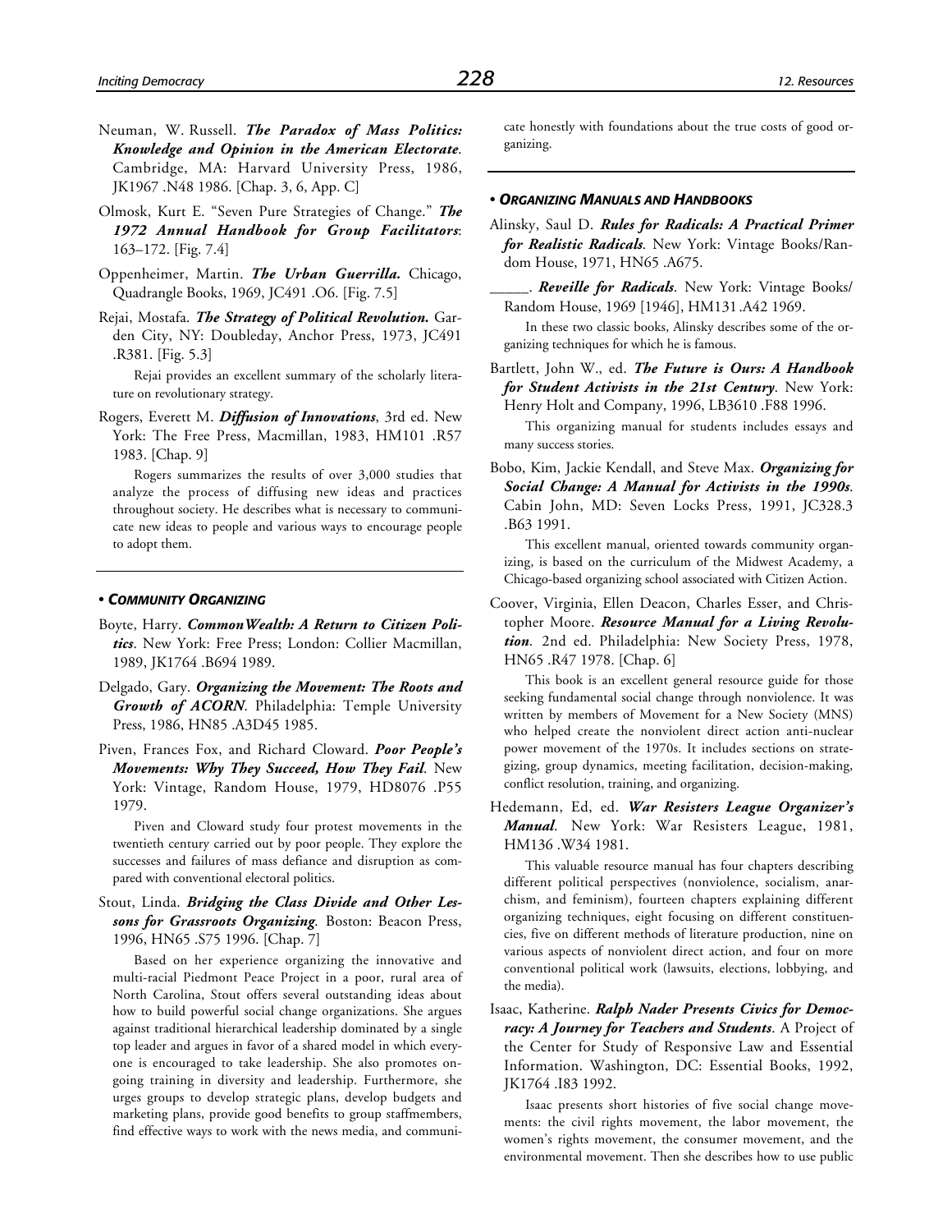Neuman, W. Russell. ***The Paradox of Mass Politics: Knowledge and Opinion in the American Electorate***. Cambridge, MA: Harvard University Press, 1986, JK1967 .N48 1986. [Chap. 3, 6, App. C]

Olmosk, Kurt E. "Seven Pure Strategies of Change." ***The 1972 Annual Handbook for Group Facilitators***: 163–172. [Fig. 7.4]

Oppenheimer, Martin. ***The Urban Guerrilla.*** Chicago, Quadrangle Books, 1969, JC491 .O6. [Fig. 7.5]

Rejai, Mostafa. ***The Strategy of Political Revolution.*** Garden City, NY: Doubleday, Anchor Press, 1973, JC491 .R381. [Fig. 5.3]

Rejai provides an excellent summary of the scholarly literature on revolutionary strategy.

Rogers, Everett M. ***Diffusion of Innovations***, 3rd ed. New York: The Free Press, Macmillan, 1983, HM101 .R57 1983. [Chap. 9]

Rogers summarizes the results of over 3,000 studies that analyze the process of diffusing new ideas and practices throughout society. He describes what is necessary to communicate new ideas to people and various ways to encourage people to adopt them.

---

### • *COMMUNITY ORGANIZING*

Boyte, Harry. ***CommonWealth: A Return to Citizen Politics***. New York: Free Press; London: Collier Macmillan, 1989, JK1764 .B694 1989.

Delgado, Gary. ***Organizing the Movement: The Roots and Growth of ACORN***. Philadelphia: Temple University Press, 1986, HN85 .A3D45 1985.

Piven, Frances Fox, and Richard Cloward. ***Poor People's Movements: Why They Succeed, How They Fail***. New York: Vintage, Random House, 1979, HD8076 .P55 1979.

Piven and Cloward study four protest movements in the twentieth century carried out by poor people. They explore the successes and failures of mass defiance and disruption as compared with conventional electoral politics.

Stout, Linda. ***Bridging the Class Divide and Other Lessons for Grassroots Organizing***. Boston: Beacon Press, 1996, HN65 .S75 1996. [Chap. 7]

Based on her experience organizing the innovative and multi-racial Piedmont Peace Project in a poor, rural area of North Carolina, Stout offers several outstanding ideas about how to build powerful social change organizations. She argues against traditional hierarchical leadership dominated by a single top leader and argues in favor of a shared model in which everyone is encouraged to take leadership. She also promotes ongoing training in diversity and leadership. Furthermore, she urges groups to develop strategic plans, develop budgets and marketing plans, provide good benefits to group staffmembers, find effective ways to work with the news media, and communicate honestly with foundations about the true costs of good organizing.

---

### • *ORGANIZING MANUALS AND HANDBOOKS*

Alinsky, Saul D. ***Rules for Radicals: A Practical Primer for Realistic Radicals***. New York: Vintage Books/Random House, 1971, HN65 .A675.

_____. ***Reveille for Radicals***. New York: Vintage Books/Random House, 1969 [1946], HM131.A42 1969.

In these two classic books, Alinsky describes some of the organizing techniques for which he is famous.

Bartlett, John W., ed. ***The Future is Ours: A Handbook for Student Activists in the 21st Century***. New York: Henry Holt and Company, 1996, LB3610 .F88 1996.

This organizing manual for students includes essays and many success stories.

Bobo, Kim, Jackie Kendall, and Steve Max. ***Organizing for Social Change: A Manual for Activists in the 1990s***. Cabin John, MD: Seven Locks Press, 1991, JC328.3 .B63 1991.

This excellent manual, oriented towards community organizing, is based on the curriculum of the Midwest Academy, a Chicago-based organizing school associated with Citizen Action.

Coover, Virginia, Ellen Deacon, Charles Esser, and Christopher Moore. ***Resource Manual for a Living Revolution***. 2nd ed. Philadelphia: New Society Press, 1978, HN65 .R47 1978. [Chap. 6]

This book is an excellent general resource guide for those seeking fundamental social change through nonviolence. It was written by members of Movement for a New Society (MNS) who helped create the nonviolent direct action anti-nuclear power movement of the 1970s. It includes sections on strategizing, group dynamics, meeting facilitation, decision-making, conflict resolution, training, and organizing.

Hedemann, Ed, ed. ***War Resisters League Organizer's Manual***. New York: War Resisters League, 1981, HM136 .W34 1981.

This valuable resource manual has four chapters describing different political perspectives (nonviolence, socialism, anarchism, and feminism), fourteen chapters explaining different organizing techniques, eight focusing on different constituencies, five on different methods of literature production, nine on various aspects of nonviolent direct action, and four on more conventional political work (lawsuits, elections, lobbying, and the media).

Isaac, Katherine. ***Ralph Nader Presents Civics for Democracy: A Journey for Teachers and Students***. A Project of the Center for Study of Responsive Law and Essential Information. Washington, DC: Essential Books, 1992, JK1764 .I83 1992.

Isaac presents short histories of five social change movements: the civil rights movement, the labor movement, the women's rights movement, the consumer movement, and the environmental movement. Then she describes how to use public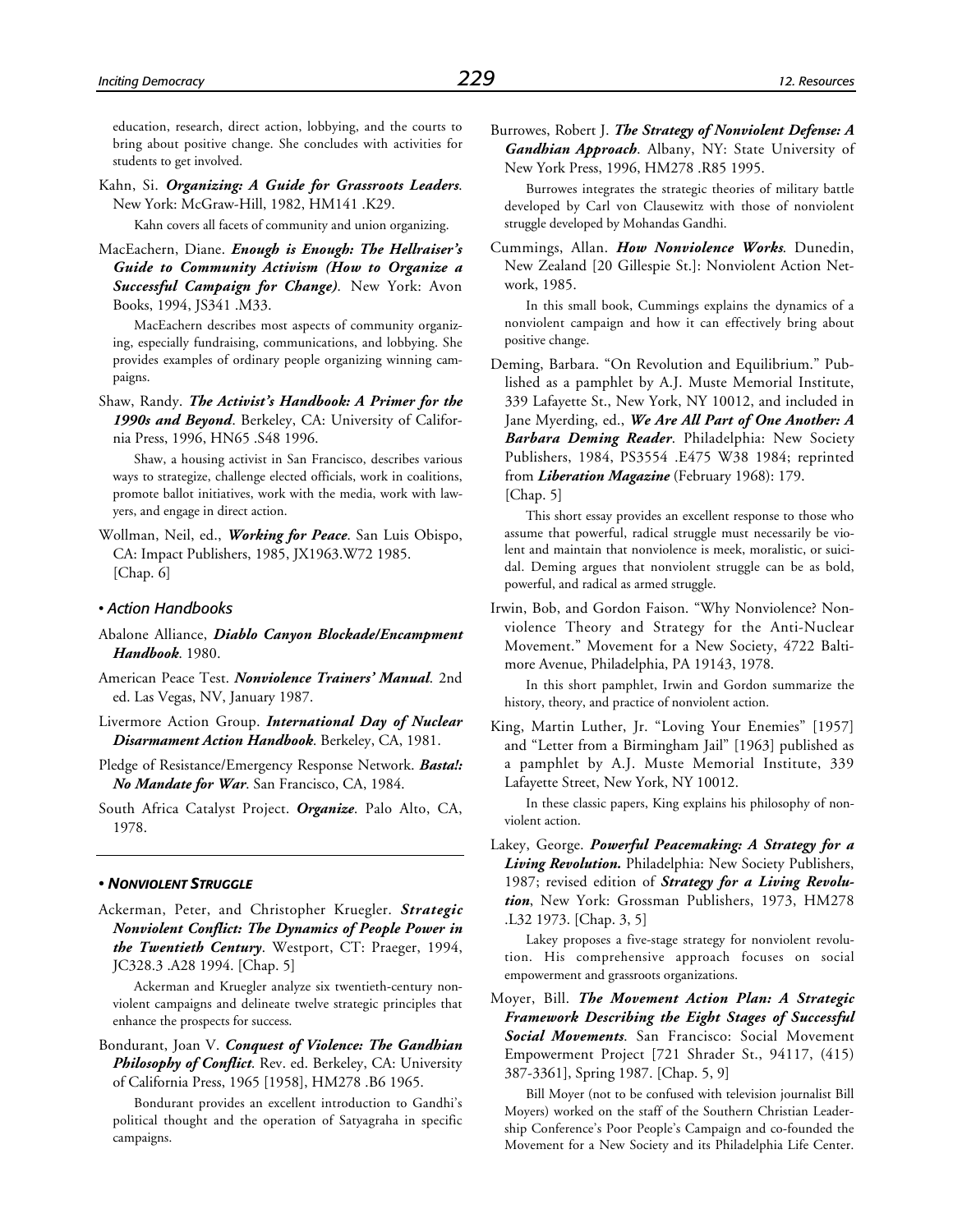education, research, direct action, lobbying, and the courts to bring about positive change. She concludes with activities for students to get involved.

Kahn, Si. ***Organizing: A Guide for Grassroots Leaders***. New York: McGraw-Hill, 1982, HM141 .K29.

Kahn covers all facets of community and union organizing.

MacEachern, Diane. ***Enough is Enough: The Hellraiser's Guide to Community Activism (How to Organize a Successful Campaign for Change)***. New York: Avon Books, 1994, JS341 .M33.

MacEachern describes most aspects of community organizing, especially fundraising, communications, and lobbying. She provides examples of ordinary people organizing winning campaigns.

Shaw, Randy. ***The Activist's Handbook: A Primer for the 1990s and Beyond***. Berkeley, CA: University of California Press, 1996, HN65 .S48 1996.

Shaw, a housing activist in San Francisco, describes various ways to strategize, challenge elected officials, work in coalitions, promote ballot initiatives, work with the media, work with lawyers, and engage in direct action.

Wollman, Neil, ed., ***Working for Peace***. San Luis Obispo, CA: Impact Publishers, 1985, JX1963.W72 1985. [Chap. 6]

### • *Action Handbooks*

Abalone Alliance, ***Diablo Canyon Blockade/Encampment Handbook***. 1980.

American Peace Test. ***Nonviolence Trainers' Manual***. 2nd ed. Las Vegas, NV, January 1987.

Livermore Action Group. ***International Day of Nuclear Disarmament Action Handbook***. Berkeley, CA, 1981.

Pledge of Resistance/Emergency Response Network. ***Basta!: No Mandate for War***. San Francisco, CA, 1984.

South Africa Catalyst Project. ***Organize***. Palo Alto, CA, 1978.

## • *NONVIOLENT STRUGGLE*

Ackerman, Peter, and Christopher Kruegler. ***Strategic Nonviolent Conflict: The Dynamics of People Power in the Twentieth Century***. Westport, CT: Praeger, 1994, JC328.3 .A28 1994. [Chap. 5]

Ackerman and Kruegler analyze six twentieth-century nonviolent campaigns and delineate twelve strategic principles that enhance the prospects for success.

Bondurant, Joan V. ***Conquest of Violence: The Gandhian Philosophy of Conflict***. Rev. ed. Berkeley, CA: University of California Press, 1965 [1958], HM278 .B6 1965.

Bondurant provides an excellent introduction to Gandhi's political thought and the operation of Satyagraha in specific campaigns.

Burrowes, Robert J. ***The Strategy of Nonviolent Defense: A Gandhian Approach***. Albany, NY: State University of New York Press, 1996, HM278 .R85 1995.

Burrowes integrates the strategic theories of military battle developed by Carl von Clausewitz with those of nonviolent struggle developed by Mohandas Gandhi.

Cummings, Allan. ***How Nonviolence Works***. Dunedin, New Zealand [20 Gillespie St.]: Nonviolent Action Network, 1985.

In this small book, Cummings explains the dynamics of a nonviolent campaign and how it can effectively bring about positive change.

Deming, Barbara. "On Revolution and Equilibrium." Published as a pamphlet by A.J. Muste Memorial Institute, 339 Lafayette St., New York, NY 10012, and included in Jane Myerding, ed., ***We Are All Part of One Another: A Barbara Deming Reader***. Philadelphia: New Society Publishers, 1984, PS3554 .E475 W38 1984; reprinted from ***Liberation Magazine*** (February 1968): 179. [Chap. 5]

This short essay provides an excellent response to those who assume that powerful, radical struggle must necessarily be violent and maintain that nonviolence is meek, moralistic, or suicidal. Deming argues that nonviolent struggle can be as bold, powerful, and radical as armed struggle.

Irwin, Bob, and Gordon Faison. "Why Nonviolence? Nonviolence Theory and Strategy for the Anti-Nuclear Movement." Movement for a New Society, 4722 Baltimore Avenue, Philadelphia, PA 19143, 1978.

In this short pamphlet, Irwin and Gordon summarize the history, theory, and practice of nonviolent action.

King, Martin Luther, Jr. "Loving Your Enemies" [1957] and "Letter from a Birmingham Jail" [1963] published as a pamphlet by A.J. Muste Memorial Institute, 339 Lafayette Street, New York, NY 10012.

In these classic papers, King explains his philosophy of nonviolent action.

Lakey, George. ***Powerful Peacemaking: A Strategy for a Living Revolution.*** Philadelphia: New Society Publishers, 1987; revised edition of ***Strategy for a Living Revolution***, New York: Grossman Publishers, 1973, HM278 .L32 1973. [Chap. 3, 5]

Lakey proposes a five-stage strategy for nonviolent revolution. His comprehensive approach focuses on social empowerment and grassroots organizations.

Moyer, Bill. ***The Movement Action Plan: A Strategic Framework Describing the Eight Stages of Successful Social Movements***. San Francisco: Social Movement Empowerment Project [721 Shrader St., 94117, (415) 387-3361], Spring 1987. [Chap. 5, 9]

Bill Moyer (not to be confused with television journalist Bill Moyers) worked on the staff of the Southern Christian Leadership Conference's Poor People's Campaign and co-founded the Movement for a New Society and its Philadelphia Life Center.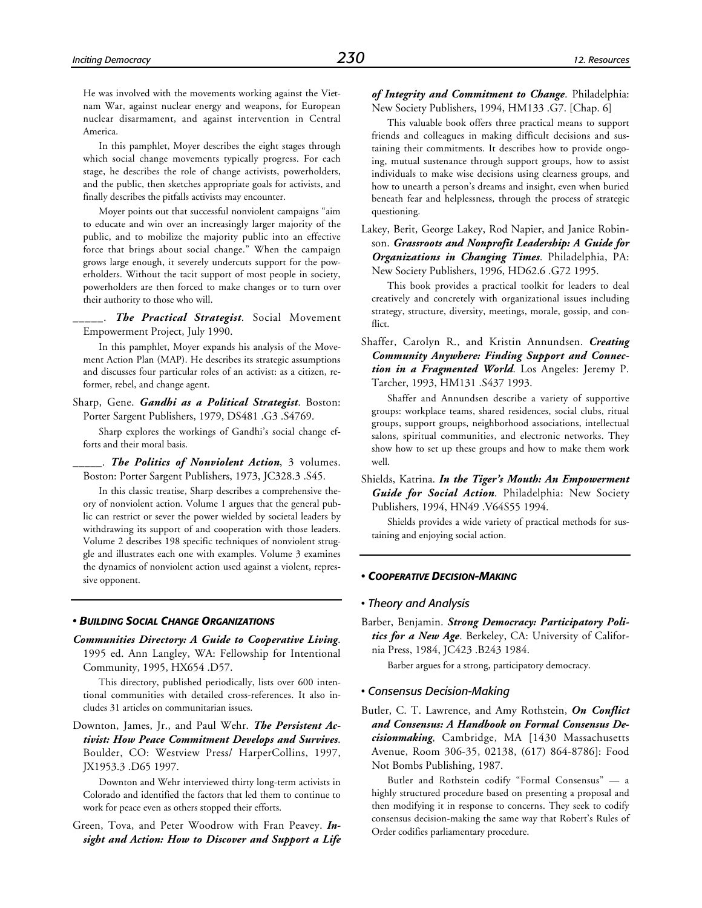He was involved with the movements working against the Vietnam War, against nuclear energy and weapons, for European nuclear disarmament, and against intervention in Central America.

In this pamphlet, Moyer describes the eight stages through which social change movements typically progress. For each stage, he describes the role of change activists, powerholders, and the public, then sketches appropriate goals for activists, and finally describes the pitfalls activists may encounter.

Moyer points out that successful nonviolent campaigns "aim to educate and win over an increasingly larger majority of the public, and to mobilize the majority public into an effective force that brings about social change." When the campaign grows large enough, it severely undercuts support for the powerholders. Without the tacit support of most people in society, powerholders are then forced to make changes or to turn over their authority to those who will.

_____. ***The Practical Strategist***. Social Movement Empowerment Project, July 1990.

In this pamphlet, Moyer expands his analysis of the Movement Action Plan (MAP). He describes its strategic assumptions and discusses four particular roles of an activist: as a citizen, reformer, rebel, and change agent.

Sharp, Gene. ***Gandhi as a Political Strategist***. Boston: Porter Sargent Publishers, 1979, DS481 .G3 .S4769.

Sharp explores the workings of Gandhi's social change efforts and their moral basis.

_____. ***The Politics of Nonviolent Action***, 3 volumes. Boston: Porter Sargent Publishers, 1973, JC328.3 .S45.

In this classic treatise, Sharp describes a comprehensive theory of nonviolent action. Volume 1 argues that the general public can restrict or sever the power wielded by societal leaders by withdrawing its support of and cooperation with those leaders. Volume 2 describes 198 specific techniques of nonviolent struggle and illustrates each one with examples. Volume 3 examines the dynamics of nonviolent action used against a violent, repressive opponent.

### • *BUILDING SOCIAL CHANGE ORGANIZATIONS*

***Communities Directory: A Guide to Cooperative Living***. 1995 ed. Ann Langley, WA: Fellowship for Intentional Community, 1995, HX654 .D57.

This directory, published periodically, lists over 600 intentional communities with detailed cross-references. It also includes 31 articles on communitarian issues.

Downton, James, Jr., and Paul Wehr. ***The Persistent Activist: How Peace Commitment Develops and Survives***. Boulder, CO: Westview Press/ HarperCollins, 1997, JX1953.3 .D65 1997.

Downton and Wehr interviewed thirty long-term activists in Colorado and identified the factors that led them to continue to work for peace even as others stopped their efforts.

Green, Tova, and Peter Woodrow with Fran Peavey. ***Insight and Action: How to Discover and Support a Life of Integrity and Commitment to Change***. Philadelphia: New Society Publishers, 1994, HM133 .G7. [Chap. 6]

This valuable book offers three practical means to support friends and colleagues in making difficult decisions and sustaining their commitments. It describes how to provide ongoing, mutual sustenance through support groups, how to assist individuals to make wise decisions using clearness groups, and how to unearth a person's dreams and insight, even when buried beneath fear and helplessness, through the process of strategic questioning.

Lakey, Berit, George Lakey, Rod Napier, and Janice Robinson. ***Grassroots and Nonprofit Leadership: A Guide for Organizations in Changing Times***. Philadelphia, PA: New Society Publishers, 1996, HD62.6 .G72 1995.

This book provides a practical toolkit for leaders to deal creatively and concretely with organizational issues including strategy, structure, diversity, meetings, morale, gossip, and conflict.

Shaffer, Carolyn R., and Kristin Annundsen. ***Creating Community Anywhere: Finding Support and Connection in a Fragmented World***. Los Angeles: Jeremy P. Tarcher, 1993, HM131 .S437 1993.

Shaffer and Annundsen describe a variety of supportive groups: workplace teams, shared residences, social clubs, ritual groups, support groups, neighborhood associations, intellectual salons, spiritual communities, and electronic networks. They show how to set up these groups and how to make them work well.

Shields, Katrina. ***In the Tiger's Mouth: An Empowerment Guide for Social Action***. Philadelphia: New Society Publishers, 1994, HN49 .V64S55 1994.

Shields provides a wide variety of practical methods for sustaining and enjoying social action.

### • *COOPERATIVE DECISION-MAKING*

#### • *Theory and Analysis*

Barber, Benjamin. ***Strong Democracy: Participatory Politics for a New Age***. Berkeley, CA: University of California Press, 1984, JC423 .B243 1984.

Barber argues for a strong, participatory democracy.

#### • *Consensus Decision-Making*

Butler, C. T. Lawrence, and Amy Rothstein, ***On Conflict and Consensus: A Handbook on Formal Consensus Decisionmaking***, Cambridge, MA [1430 Massachusetts Avenue, Room 306-35, 02138, (617) 864-8786]: Food Not Bombs Publishing, 1987.

Butler and Rothstein codify "Formal Consensus" — a highly structured procedure based on presenting a proposal and then modifying it in response to concerns. They seek to codify consensus decision-making the same way that Robert's Rules of Order codifies parliamentary procedure.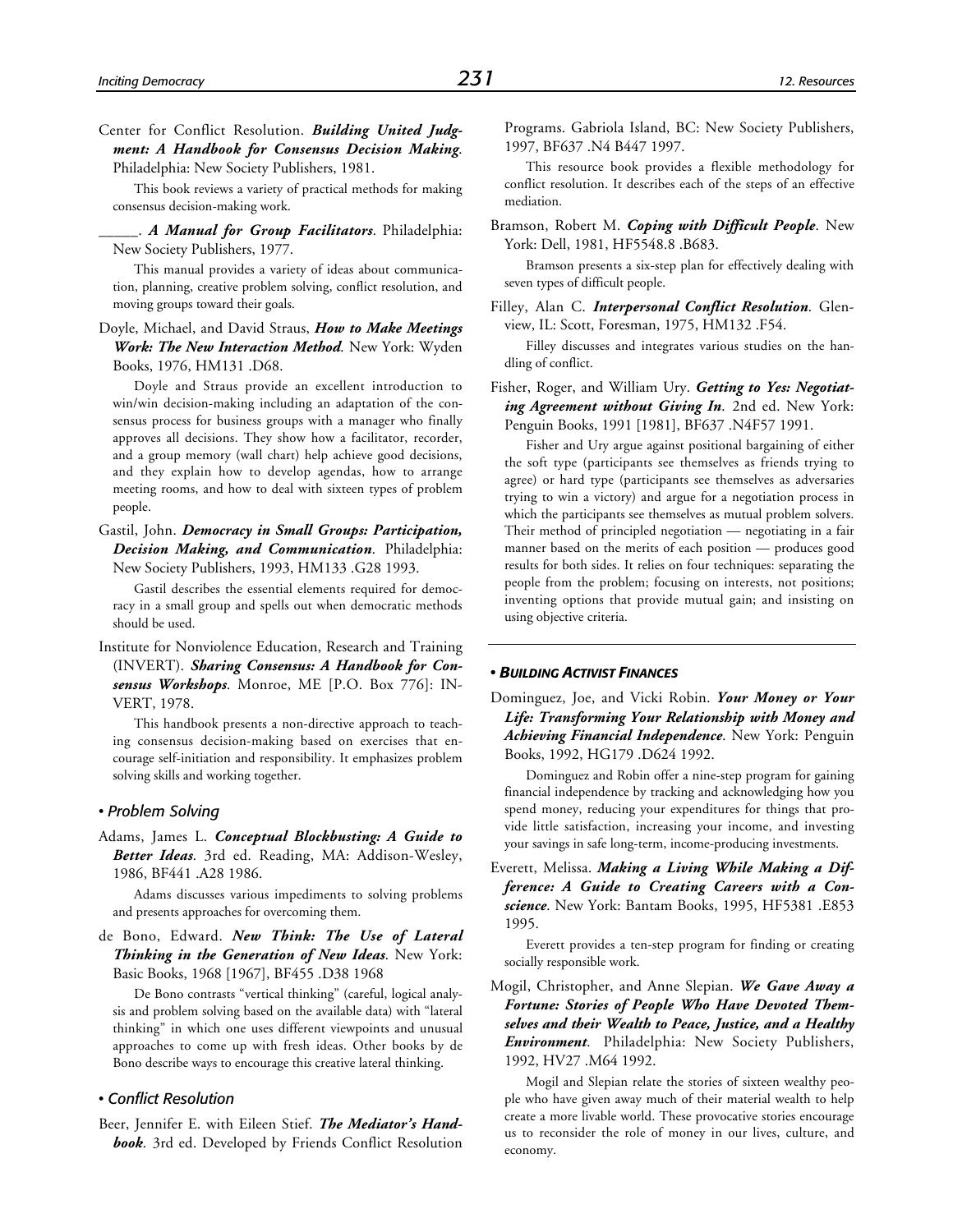Center for Conflict Resolution. ***Building United Judgment: A Handbook for Consensus Decision Making***. Philadelphia: New Society Publishers, 1981.

This book reviews a variety of practical methods for making consensus decision-making work.

_____. ***A Manual for Group Facilitators***. Philadelphia: New Society Publishers, 1977.

This manual provides a variety of ideas about communication, planning, creative problem solving, conflict resolution, and moving groups toward their goals.

Doyle, Michael, and David Straus, ***How to Make Meetings Work: The New Interaction Method***. New York: Wyden Books, 1976, HM131 .D68.

Doyle and Straus provide an excellent introduction to win/win decision-making including an adaptation of the consensus process for business groups with a manager who finally approves all decisions. They show how a facilitator, recorder, and a group memory (wall chart) help achieve good decisions, and they explain how to develop agendas, how to arrange meeting rooms, and how to deal with sixteen types of problem people.

Gastil, John. ***Democracy in Small Groups: Participation, Decision Making, and Communication***. Philadelphia: New Society Publishers, 1993, HM133 .G28 1993.

Gastil describes the essential elements required for democracy in a small group and spells out when democratic methods should be used.

Institute for Nonviolence Education, Research and Training (INVERT). ***Sharing Consensus: A Handbook for Consensus Workshops***. Monroe, ME [P.O. Box 776]: INVERT, 1978.

This handbook presents a non-directive approach to teaching consensus decision-making based on exercises that encourage self-initiation and responsibility. It emphasizes problem solving skills and working together.

### • Problem Solving

Adams, James L. ***Conceptual Blockbusting: A Guide to Better Ideas***. 3rd ed. Reading, MA: Addison-Wesley, 1986, BF441 .A28 1986.

Adams discusses various impediments to solving problems and presents approaches for overcoming them.

de Bono, Edward. ***New Think: The Use of Lateral Thinking in the Generation of New Ideas***. New York: Basic Books, 1968 [1967], BF455 .D38 1968

De Bono contrasts "vertical thinking" (careful, logical analysis and problem solving based on the available data) with "lateral thinking" in which one uses different viewpoints and unusual approaches to come up with fresh ideas. Other books by de Bono describe ways to encourage this creative lateral thinking.

### • Conflict Resolution

Beer, Jennifer E. with Eileen Stief. ***The Mediator's Handbook***. 3rd ed. Developed by Friends Conflict Resolution Programs. Gabriola Island, BC: New Society Publishers, 1997, BF637 .N4 B447 1997.

This resource book provides a flexible methodology for conflict resolution. It describes each of the steps of an effective mediation.

Bramson, Robert M. ***Coping with Difficult People***. New York: Dell, 1981, HF5548.8 .B683.

Bramson presents a six-step plan for effectively dealing with seven types of difficult people.

Filley, Alan C. ***Interpersonal Conflict Resolution***. Glenview, IL: Scott, Foresman, 1975, HM132 .F54.

Filley discusses and integrates various studies on the handling of conflict.

Fisher, Roger, and William Ury. ***Getting to Yes: Negotiating Agreement without Giving In***. 2nd ed. New York: Penguin Books, 1991 [1981], BF637 .N4F57 1991.

Fisher and Ury argue against positional bargaining of either the soft type (participants see themselves as friends trying to agree) or hard type (participants see themselves as adversaries trying to win a victory) and argue for a negotiation process in which the participants see themselves as mutual problem solvers. Their method of principled negotiation — negotiating in a fair manner based on the merits of each position — produces good results for both sides. It relies on four techniques: separating the people from the problem; focusing on interests, not positions; inventing options that provide mutual gain; and insisting on using objective criteria.

---

## • BUILDING ACTIVIST FINANCES

Dominguez, Joe, and Vicki Robin. ***Your Money or Your Life: Transforming Your Relationship with Money and Achieving Financial Independence***. New York: Penguin Books, 1992, HG179 .D624 1992.

Dominguez and Robin offer a nine-step program for gaining financial independence by tracking and acknowledging how you spend money, reducing your expenditures for things that provide little satisfaction, increasing your income, and investing your savings in safe long-term, income-producing investments.

Everett, Melissa. ***Making a Living While Making a Difference: A Guide to Creating Careers with a Conscience***. New York: Bantam Books, 1995, HF5381 .E853 1995.

Everett provides a ten-step program for finding or creating socially responsible work.

Mogil, Christopher, and Anne Slepian. ***We Gave Away a Fortune: Stories of People Who Have Devoted Themselves and their Wealth to Peace, Justice, and a Healthy Environment***. Philadelphia: New Society Publishers, 1992, HV27 .M64 1992.

Mogil and Slepian relate the stories of sixteen wealthy people who have given away much of their material wealth to help create a more livable world. These provocative stories encourage us to reconsider the role of money in our lives, culture, and economy.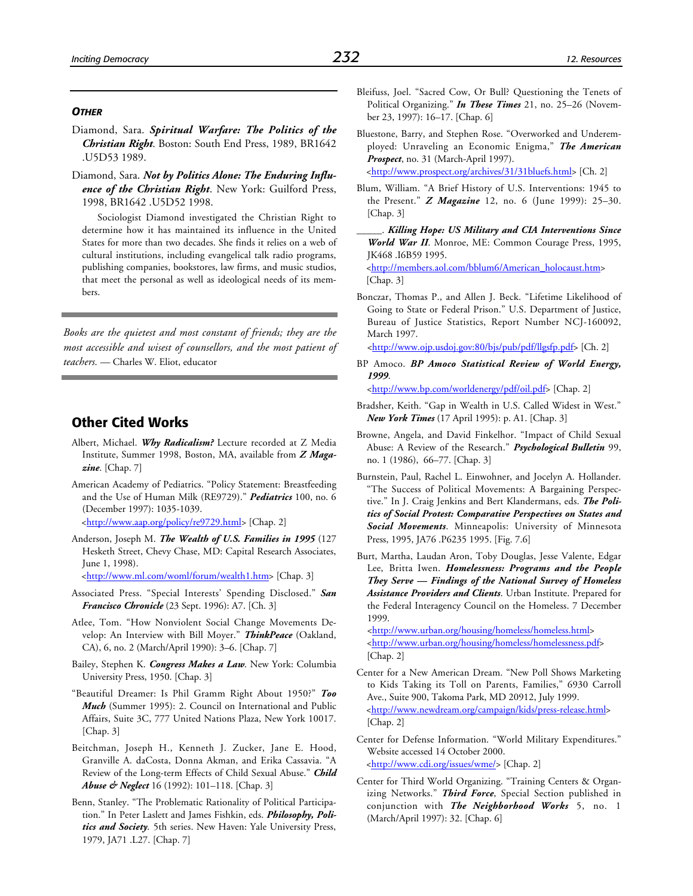### *OTHER*

Diamond, Sara. ***Spiritual Warfare: The Politics of the Christian Right***. Boston: South End Press, 1989, BR1642 .U5D53 1989.

Diamond, Sara. ***Not by Politics Alone: The Enduring Influence of the Christian Right***. New York: Guilford Press, 1998, BR1642 .U5D52 1998.

Sociologist Diamond investigated the Christian Right to determine how it has maintained its influence in the United States for more than two decades. She finds it relies on a web of cultural institutions, including evangelical talk radio programs, publishing companies, bookstores, law firms, and music studios, that meet the personal as well as ideological needs of its members.

*Books are the quietest and most constant of friends; they are the most accessible and wisest of counsellors, and the most patient of teachers.* — Charles W. Eliot, educator

## Other Cited Works

Albert, Michael. ***Why Radicalism?*** Lecture recorded at Z Media Institute, Summer 1998, Boston, MA, available from ***Z Magazine***. [Chap. 7]

American Academy of Pediatrics. "Policy Statement: Breastfeeding and the Use of Human Milk (RE9729)." ***Pediatrics*** 100, no. 6 (December 1997): 1035-1039. <http://www.aap.org/policy/re9729.html> [Chap. 2]

Anderson, Joseph M. ***The Wealth of U.S. Families in 1995*** (127 Hesketh Street, Chevy Chase, MD: Capital Research Associates, June 1, 1998). <http://www.ml.com/woml/forum/wealth1.htm> [Chap. 3]

Associated Press. "Special Interests' Spending Disclosed." ***San Francisco Chronicle*** (23 Sept. 1996): A7. [Ch. 3]

Atlee, Tom. "How Nonviolent Social Change Movements Develop: An Interview with Bill Moyer." ***ThinkPeace*** (Oakland, CA), 6, no. 2 (March/April 1990): 3–6. [Chap. 7]

Bailey, Stephen K. ***Congress Makes a Law***. New York: Columbia University Press, 1950. [Chap. 3]

"Beautiful Dreamer: Is Phil Gramm Right About 1950?" ***Too Much*** (Summer 1995): 2. Council on International and Public Affairs, Suite 3C, 777 United Nations Plaza, New York 10017. [Chap. 3]

Beitchman, Joseph H., Kenneth J. Zucker, Jane E. Hood, Granville A. daCosta, Donna Akman, and Erika Cassavia. "A Review of the Long-term Effects of Child Sexual Abuse." ***Child Abuse & Neglect*** 16 (1992): 101–118. [Chap. 3]

Benn, Stanley. "The Problematic Rationality of Political Participation." In Peter Laslett and James Fishkin, eds. ***Philosophy, Politics and Society***. 5th series. New Haven: Yale University Press, 1979, JA71 .L27. [Chap. 7]

Bleifuss, Joel. "Sacred Cow, Or Bull? Questioning the Tenets of Political Organizing." ***In These Times*** 21, no. 25–26 (November 23, 1997): 16–17. [Chap. 6]

Bluestone, Barry, and Stephen Rose. "Overworked and Underemployed: Unraveling an Economic Enigma," ***The American Prospect***, no. 31 (March-April 1997). <http://www.prospect.org/archives/31/31bluefs.html> [Ch. 2]

Blum, William. "A Brief History of U.S. Interventions: 1945 to the Present." ***Z Magazine*** 12, no. 6 (June 1999): 25–30. [Chap. 3]

_____. ***Killing Hope: US Military and CIA Interventions Since World War II***. Monroe, ME: Common Courage Press, 1995, JK468 .I6B59 1995. <http://members.aol.com/bblum6/American_holocaust.htm> [Chap. 3]

Bonczar, Thomas P., and Allen J. Beck. "Lifetime Likelihood of Going to State or Federal Prison." U.S. Department of Justice, Bureau of Justice Statistics, Report Number NCJ-160092, March 1997. <http://www.ojp.usdoj.gov:80/bjs/pub/pdf/llgsfp.pdf> [Ch. 2]

BP Amoco. ***BP Amoco Statistical Review of World Energy, 1999***. <http://www.bp.com/worldenergy/pdf/oil.pdf> [Chap. 2]

Bradsher, Keith. "Gap in Wealth in U.S. Called Widest in West." ***New York Times*** (17 April 1995): p. A1. [Chap. 3]

Browne, Angela, and David Finkelhor. "Impact of Child Sexual Abuse: A Review of the Research." ***Psychological Bulletin*** 99, no. 1 (1986), 66–77. [Chap. 3]

Burnstein, Paul, Rachel L. Einwohner, and Jocelyn A. Hollander. "The Success of Political Movements: A Bargaining Perspective." In J. Craig Jenkins and Bert Klandermans, eds. ***The Politics of Social Protest: Comparative Perspectives on States and Social Movements***. Minneapolis: University of Minnesota Press, 1995, JA76 .P6235 1995. [Fig. 7.6]

Burt, Martha, Laudan Aron, Toby Douglas, Jesse Valente, Edgar Lee, Britta Iwen. ***Homelessness: Programs and the People They Serve — Findings of the National Survey of Homeless Assistance Providers and Clients***. Urban Institute. Prepared for the Federal Interagency Council on the Homeless. 7 December 1999. <http://www.urban.org/housing/homeless/homeless.html> <http://www.urban.org/housing/homeless/homelessness.pdf> [Chap. 2]

Center for a New American Dream. "New Poll Shows Marketing to Kids Taking its Toll on Parents, Families," 6930 Carroll Ave., Suite 900, Takoma Park, MD 20912, July 1999. <http://www.newdream.org/campaign/kids/press-release.html> [Chap. 2]

Center for Defense Information. "World Military Expenditures." Website accessed 14 October 2000. <http://www.cdi.org/issues/wme/> [Chap. 2]

Center for Third World Organizing. "Training Centers & Organizing Networks." ***Third Force***, Special Section published in conjunction with ***The Neighborhood Works*** 5, no. 1 (March/April 1997): 32. [Chap. 6]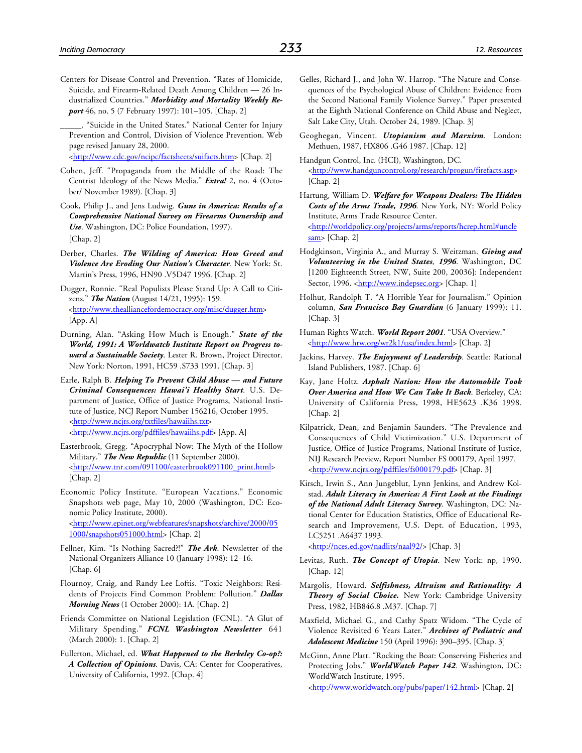Centers for Disease Control and Prevention. "Rates of Homicide, Suicide, and Firearm-Related Death Among Children — 26 Industrialized Countries." ***Morbidity and Mortality Weekly Report*** 46, no. 5 (7 February 1997): 101–105. [Chap. 2]

_____. "Suicide in the United States." National Center for Injury Prevention and Control, Division of Violence Prevention. Web page revised January 28, 2000. <http://www.cdc.gov/ncipc/factsheets/suifacts.htm> [Chap. 2]

Cohen, Jeff. "Propaganda from the Middle of the Road: The Centrist Ideology of the News Media." ***Extra!*** 2, no. 4 (October/ November 1989). [Chap. 3]

Cook, Philip J., and Jens Ludwig. ***Guns in America: Results of a Comprehensive National Survey on Firearms Ownership and Use***. Washington, DC: Police Foundation, 1997). [Chap. 2]

Derber, Charles. ***The Wilding of America: How Greed and Violence Are Eroding Our Nation's Character***. New York: St. Martin's Press, 1996, HN90 .V5D47 1996. [Chap. 2]

Dugger, Ronnie. "Real Populists Please Stand Up: A Call to Citizens." ***The Nation*** (August 14/21, 1995): 159. <http://www.theallianceforde­mocracy.org/misc/dugger.htm> [App. A]

Durning, Alan. "Asking How Much is Enough." ***State of the World, 1991: A Worldwatch Institute Report on Progress toward a Sustainable Society***. Lester R. Brown, Project Director. New York: Norton, 1991, HC59 .S733 1991. [Chap. 3]

Earle, Ralph B. ***Helping To Prevent Child Abuse — and Future Criminal Consequences: Hawai'i Healthy Start***. U.S. Department of Justice, Office of Justice Programs, National Institute of Justice, NCJ Report Number 156216, October 1995. <http://www.ncjrs.org/txtfiles/hawaiihs.txt> <http://www.ncjrs.org/pdffiles/hawaiihs.pdf> [App. A]

Easterbrook, Gregg. "Apocryphal Now: The Myth of the Hollow Military." ***The New Republic*** (11 September 2000). <http://www.tnr.com/091100/easterbrook091100_print.html> [Chap. 2]

Economic Policy Institute. "European Vacations." Economic Snapshots web page, May 10, 2000 (Washington, DC: Economic Policy Institute, 2000). <http://www.epinet.org/webfeatures/snapshots/archive/2000/051000/snapshots051000.html> [Chap. 2]

Fellner, Kim. "Is Nothing Sacred?!" ***The Ark***. Newsletter of the National Organizers Alliance 10 (January 1998): 12–16. [Chap. 6]

Flournoy, Craig, and Randy Lee Loftis. "Toxic Neighbors: Residents of Projects Find Common Problem: Pollution." ***Dallas Morning News*** (1 October 2000): 1A. [Chap. 2]

Friends Committee on National Legislation (FCNL). "A Glut of Military Spending." ***FCNL Washington Newsletter*** 641 (March 2000): 1. [Chap. 2]

Fullerton, Michael, ed. ***What Happened to the Berkeley Co-op?: A Collection of Opinions***. Davis, CA: Center for Cooperatives, University of California, 1992. [Chap. 4]

Gelles, Richard J., and John W. Harrop. "The Nature and Consequences of the Psychological Abuse of Children: Evidence from the Second National Family Violence Survey." Paper presented at the Eighth National Conference on Child Abuse and Neglect, Salt Lake City, Utah. October 24, 1989. [Chap. 3]

Geoghegan, Vincent. ***Utopianism and Marxism***. London: Methuen, 1987, HX806 .G46 1987. [Chap. 12]

Handgun Control, Inc. (HCI), Washington, DC. <http://www.handguncontrol.org/research/progun/firefacts.asp> [Chap. 2]

Hartung, William D. ***Welfare for Weapons Dealers: The Hidden Costs of the Arms Trade, 1996***. New York, NY: World Policy Institute, Arms Trade Resource Center. <http://worldpolicy.org/projects/arms/reports/hcrep.html#unclesam> [Chap. 2]

Hodgkinson, Virginia A., and Murray S. Weitzman. ***Giving and Volunteering in the United States, 1996***. Washington, DC [1200 Eighteenth Street, NW, Suite 200, 20036]: Independent Sector, 1996. <http://www.indepsec.org> [Chap. 1]

Holhut, Randolph T. "A Horrible Year for Journalism." Opinion column, ***San Francisco Bay Guardian*** (6 January 1999): 11. [Chap. 3]

Human Rights Watch. ***World Report 2001***. "USA Overview." <http://www.hrw.org/wr2k1/usa/index.html> [Chap. 2]

Jackins, Harvey. ***The Enjoyment of Leadership***. Seattle: Rational Island Publishers, 1987. [Chap. 6]

Kay, Jane Holtz. ***Asphalt Nation: How the Automobile Took Over America and How We Can Take It Back***. Berkeley, CA: University of California Press, 1998, HE5623 .K36 1998. [Chap. 2]

Kilpatrick, Dean, and Benjamin Saunders. "The Prevalence and Consequences of Child Victimization." U.S. Department of Justice, Office of Justice Programs, National Institute of Justice, NIJ Research Preview, Report Number FS 000179, April 1997. <http://www.ncjrs.org/pdffiles/fs000179.pdf> [Chap. 3]

Kirsch, Irwin S., Ann Jungeblut, Lynn Jenkins, and Andrew Kolstad. ***Adult Literacy in America: A First Look at the Findings of the National Adult Literacy Survey***. Washington, DC: National Center for Education Statistics, Office of Educational Research and Improvement, U.S. Dept. of Education, 1993, LC5251 .A6437 1993. <http://nces.ed.gov/nadlits/naal92/> [Chap. 3]

Levitas, Ruth. ***The Concept of Utopia***. New York: np, 1990. [Chap. 12]

Margolis, Howard. ***Selfishness, Altruism and Rationality: A Theory of Social Choice***. New York: Cambridge University Press, 1982, HB846.8 .M37. [Chap. 7]

Maxfield, Michael G., and Cathy Spatz Widom. "The Cycle of Violence Revisited 6 Years Later." ***Archives of Pediatric and Adolescent Medicine*** 150 (April 1996): 390–395. [Chap. 3]

McGinn, Anne Platt. "Rocking the Boat: Conserving Fisheries and Protecting Jobs." ***WorldWatch Paper 142***. Washington, DC: WorldWatch Institute, 1995. <http://www.worldwatch.org/pubs/paper/142.html> [Chap. 2]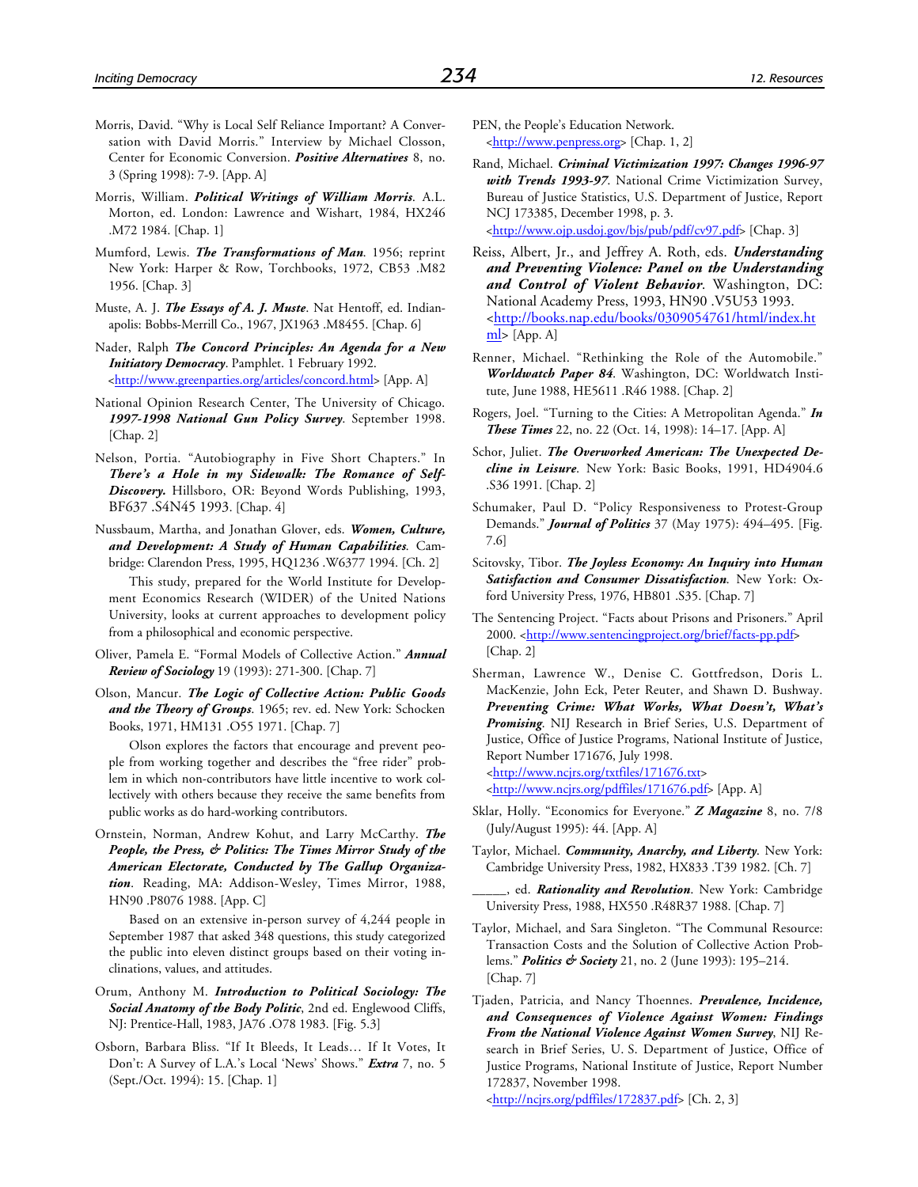Morris, David. "Why is Local Self Reliance Important? A Conversation with David Morris." Interview by Michael Closson, Center for Economic Conversion. ***Positive Alternatives*** 8, no. 3 (Spring 1998): 7-9. [App. A]

Morris, William. ***Political Writings of William Morris***. A.L. Morton, ed. London: Lawrence and Wishart, 1984, HX246 .M72 1984. [Chap. 1]

Mumford, Lewis. ***The Transformations of Man***. 1956; reprint New York: Harper & Row, Torchbooks, 1972, CB53 .M82 1956. [Chap. 3]

Muste, A. J. ***The Essays of A. J. Muste***. Nat Hentoff, ed. Indianapolis: Bobbs-Merrill Co., 1967, JX1963 .M8455. [Chap. 6]

Nader, Ralph ***The Concord Principles: An Agenda for a New Initiatory Democracy***. Pamphlet. 1 February 1992. <http://www.greenparties.org/articles/concord.html> [App. A]

National Opinion Research Center, The University of Chicago. ***1997-1998 National Gun Policy Survey***. September 1998. [Chap. 2]

Nelson, Portia. "Autobiography in Five Short Chapters." In ***There's a Hole in my Sidewalk: The Romance of Self-Discovery.*** Hillsboro, OR: Beyond Words Publishing, 1993, BF637 .S4N45 1993. [Chap. 4]

Nussbaum, Martha, and Jonathan Glover, eds. ***Women, Culture, and Development: A Study of Human Capabilities***. Cambridge: Clarendon Press, 1995, HQ1236 .W6377 1994. [Ch. 2]

This study, prepared for the World Institute for Development Economics Research (WIDER) of the United Nations University, looks at current approaches to development policy from a philosophical and economic perspective.

Oliver, Pamela E. "Formal Models of Collective Action." ***Annual Review of Sociology*** 19 (1993): 271-300. [Chap. 7]

Olson, Mancur. ***The Logic of Collective Action: Public Goods and the Theory of Groups***. 1965; rev. ed. New York: Schocken Books, 1971, HM131 .O55 1971. [Chap. 7]

Olson explores the factors that encourage and prevent people from working together and describes the "free rider" problem in which non-contributors have little incentive to work collectively with others because they receive the same benefits from public works as do hard-working contributors.

Ornstein, Norman, Andrew Kohut, and Larry McCarthy. ***The People, the Press, & Politics: The Times Mirror Study of the American Electorate, Conducted by The Gallup Organization***. Reading, MA: Addison-Wesley, Times Mirror, 1988, HN90 .P8076 1988. [App. C]

Based on an extensive in-person survey of 4,244 people in September 1987 that asked 348 questions, this study categorized the public into eleven distinct groups based on their voting inclinations, values, and attitudes.

Orum, Anthony M. ***Introduction to Political Sociology: The Social Anatomy of the Body Politic***, 2nd ed. Englewood Cliffs, NJ: Prentice-Hall, 1983, JA76 .O78 1983. [Fig. 5.3]

Osborn, Barbara Bliss. "If It Bleeds, It Leads… If It Votes, It Don't: A Survey of L.A.'s Local 'News' Shows." ***Extra*** 7, no. 5 (Sept./Oct. 1994): 15. [Chap. 1]

PEN, the People's Education Network. <http://www.penpress.org> [Chap. 1, 2]

Rand, Michael. ***Criminal Victimization 1997: Changes 1996-97 with Trends 1993-97***. National Crime Victimization Survey, Bureau of Justice Statistics, U.S. Department of Justice, Report NCJ 173385, December 1998, p. 3. <http://www.ojp.usdoj.gov/bjs/pub/pdf/cv97.pdf> [Chap. 3]

Reiss, Albert, Jr., and Jeffrey A. Roth, eds. ***Understanding and Preventing Violence: Panel on the Understanding and Control of Violent Behavior***. Washington, DC: National Academy Press, 1993, HN90 .V5U53 1993. <http://books.nap.edu/books/0309054761/html/index.html> [App. A]

Renner, Michael. "Rethinking the Role of the Automobile." ***Worldwatch Paper 84***. Washington, DC: Worldwatch Institute, June 1988, HE5611 .R46 1988. [Chap. 2]

Rogers, Joel. "Turning to the Cities: A Metropolitan Agenda." ***In These Times*** 22, no. 22 (Oct. 14, 1998): 14–17. [App. A]

Schor, Juliet. ***The Overworked American: The Unexpected Decline in Leisure***. New York: Basic Books, 1991, HD4904.6 .S36 1991. [Chap. 2]

Schumaker, Paul D. "Policy Responsiveness to Protest-Group Demands." ***Journal of Politics*** 37 (May 1975): 494–495. [Fig. 7.6]

Scitovsky, Tibor. ***The Joyless Economy: An Inquiry into Human Satisfaction and Consumer Dissatisfaction***. New York: Oxford University Press, 1976, HB801 .S35. [Chap. 7]

The Sentencing Project. "Facts about Prisons and Prisoners." April 2000. <http://www.sentencingproject.org/brief/facts-pp.pdf> [Chap. 2]

Sherman, Lawrence W., Denise C. Gottfredson, Doris L. MacKenzie, John Eck, Peter Reuter, and Shawn D. Bushway. ***Preventing Crime: What Works, What Doesn't, What's Promising***. NIJ Research in Brief Series, U.S. Department of Justice, Office of Justice Programs, National Institute of Justice, Report Number 171676, July 1998. <http://www.ncjrs.org/txtfiles/171676.txt> <http://www.ncjrs.org/pdffiles/171676.pdf> [App. A]

Sklar, Holly. "Economics for Everyone." ***Z Magazine*** 8, no. 7/8 (July/August 1995): 44. [App. A]

Taylor, Michael. ***Community, Anarchy, and Liberty***. New York: Cambridge University Press, 1982, HX833 .T39 1982. [Ch. 7]

_____, ed. ***Rationality and Revolution***. New York: Cambridge University Press, 1988, HX550 .R48R37 1988. [Chap. 7]

Taylor, Michael, and Sara Singleton. "The Communal Resource: Transaction Costs and the Solution of Collective Action Problems." ***Politics & Society*** 21, no. 2 (June 1993): 195–214. [Chap. 7]

Tjaden, Patricia, and Nancy Thoennes. ***Prevalence, Incidence, and Consequences of Violence Against Women: Findings From the National Violence Against Women Survey***, NIJ Research in Brief Series, U. S. Department of Justice, Office of Justice Programs, National Institute of Justice, Report Number 172837, November 1998. <http://ncjrs.org/pdffiles/172837.pdf> [Ch. 2, 3]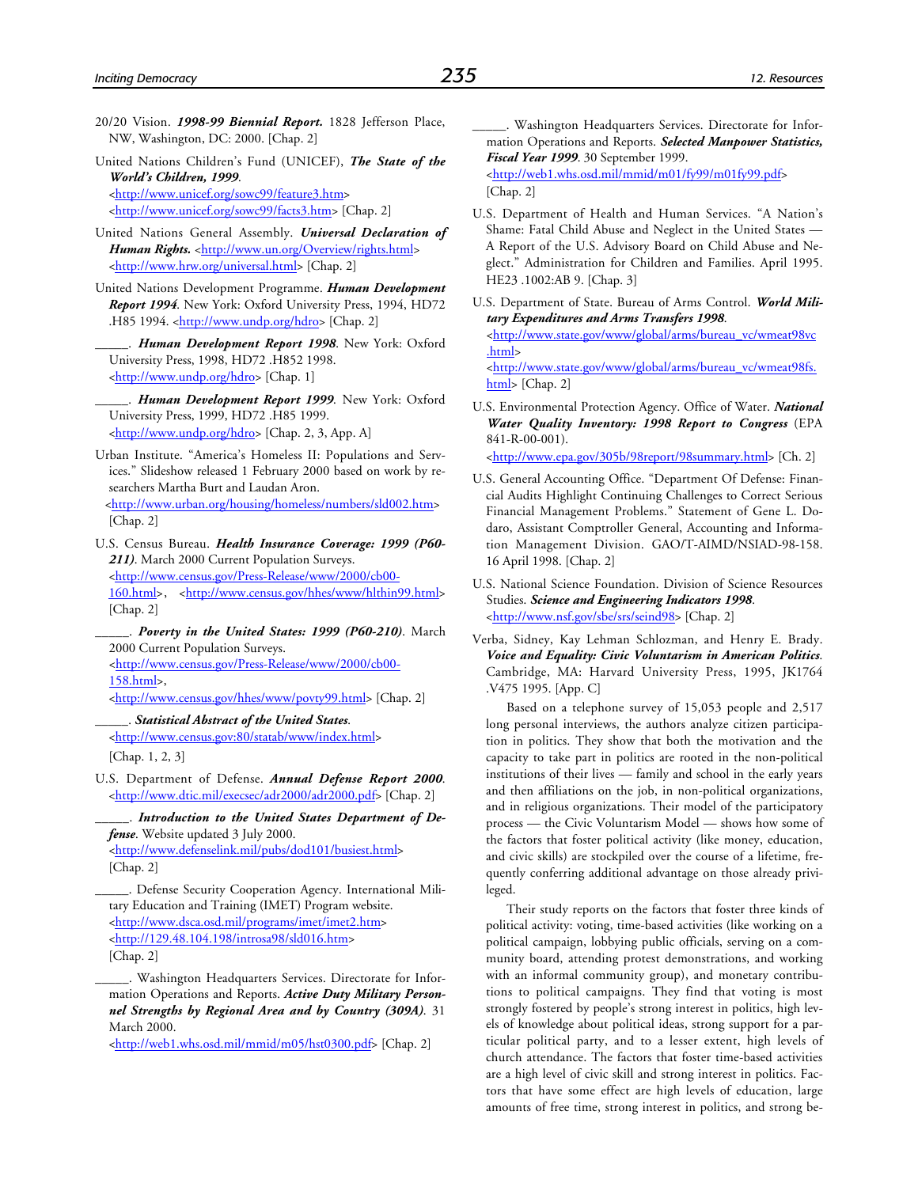20/20 Vision. ***1998-99 Biennial Report.*** 1828 Jefferson Place, NW, Washington, DC: 2000. [Chap. 2]

United Nations Children's Fund (UNICEF), ***The State of the World's Children, 1999***. <http://www.unicef.org/sowc99/feature3.htm> <http://www.unicef.org/sowc99/facts3.htm> [Chap. 2]

United Nations General Assembly. ***Universal Declaration of Human Rights.*** <http://www.un.org/Overview/rights.html> <http://www.hrw.org/universal.html> [Chap. 2]

United Nations Development Programme. ***Human Development Report 1994***. New York: Oxford University Press, 1994, HD72 .H85 1994. <http://www.undp.org/hdro> [Chap. 2]

_____. ***Human Development Report 1998***. New York: Oxford University Press, 1998, HD72 .H852 1998. <http://www.undp.org/hdro> [Chap. 1]

_____. ***Human Development Report 1999***. New York: Oxford University Press, 1999, HD72 .H85 1999. <http://www.undp.org/hdro> [Chap. 2, 3, App. A]

Urban Institute. "America's Homeless II: Populations and Services." Slideshow released 1 February 2000 based on work by researchers Martha Burt and Laudan Aron. <http://www.urban.org/housing/homeless/numbers/sld002.htm> [Chap. 2]

U.S. Census Bureau. ***Health Insurance Coverage: 1999 (P60-211)***. March 2000 Current Population Surveys. <http://www.census.gov/Press-Release/www/2000/cb00-160.html>, <http://www.census.gov/hhes/www/hlthin99.html> [Chap. 2]

_____. ***Poverty in the United States: 1999 (P60-210)***. March 2000 Current Population Surveys. <http://www.census.gov/Press-Release/www/2000/cb00-158.html>, <http://www.census.gov/hhes/www/povty99.html> [Chap. 2]

_____. ***Statistical Abstract of the United States***. <http://www.census.gov:80/statab/www/index.html> [Chap. 1, 2, 3]

U.S. Department of Defense. ***Annual Defense Report 2000***. <http://www.dtic.mil/execsec/adr2000/adr2000.pdf> [Chap. 2]

_____. ***Introduction to the United States Department of Defense***. Website updated 3 July 2000. <http://www.defenselink.mil/pubs/dod101/busiest.html> [Chap. 2]

_____. Defense Security Cooperation Agency. International Military Education and Training (IMET) Program website. <http://www.dsca.osd.mil/programs/imet/imet2.htm> <http://129.48.104.198/introsa98/sld016.htm> [Chap. 2]

_____. Washington Headquarters Services. Directorate for Information Operations and Reports. ***Active Duty Military Personnel Strengths by Regional Area and by Country (309A)***. 31 March 2000. <http://web1.whs.osd.mil/mmid/m05/hst0300.pdf> [Chap. 2]

_____. Washington Headquarters Services. Directorate for Information Operations and Reports. ***Selected Manpower Statistics, Fiscal Year 1999***. 30 September 1999. <http://web1.whs.osd.mil/mmid/m01/fy99/m01fy99.pdf> [Chap. 2]

U.S. Department of Health and Human Services. "A Nation's Shame: Fatal Child Abuse and Neglect in the United States — A Report of the U.S. Advisory Board on Child Abuse and Neglect." Administration for Children and Families. April 1995. HE23 .1002:AB 9. [Chap. 3]

U.S. Department of State. Bureau of Arms Control. ***World Military Expenditures and Arms Transfers 1998***. <http://www.state.gov/www/global/arms/bureau_vc/wmeat98vc.html> <http://www.state.gov/www/global/arms/bureau_vc/wmeat98fs.html> [Chap. 2]

U.S. Environmental Protection Agency. Office of Water. ***National Water Quality Inventory: 1998 Report to Congress*** (EPA 841-R-00-001). <http://www.epa.gov/305b/98report/98summary.html> [Ch. 2]

U.S. General Accounting Office. "Department Of Defense: Financial Audits Highlight Continuing Challenges to Correct Serious Financial Management Problems." Statement of Gene L. Dodaro, Assistant Comptroller General, Accounting and Information Management Division. GAO/T-AIMD/NSIAD-98-158. 16 April 1998. [Chap. 2]

U.S. National Science Foundation. Division of Science Resources Studies. ***Science and Engineering Indicators 1998***. <http://www.nsf.gov/sbe/srs/seind98> [Chap. 2]

Verba, Sidney, Kay Lehman Schlozman, and Henry E. Brady. ***Voice and Equality: Civic Voluntarism in American Politics***. Cambridge, MA: Harvard University Press, 1995, JK1764 .V475 1995. [App. C]

Based on a telephone survey of 15,053 people and 2,517 long personal interviews, the authors analyze citizen participation in politics. They show that both the motivation and the capacity to take part in politics are rooted in the non-political institutions of their lives — family and school in the early years and then affiliations on the job, in non-political organizations, and in religious organizations. Their model of the participatory process — the Civic Voluntarism Model — shows how some of the factors that foster political activity (like money, education, and civic skills) are stockpiled over the course of a lifetime, frequently conferring additional advantage on those already privileged.

Their study reports on the factors that foster three kinds of political activity: voting, time-based activities (like working on a political campaign, lobbying public officials, serving on a community board, attending protest demonstrations, and working with an informal community group), and monetary contributions to political campaigns. They find that voting is most strongly fostered by people's strong interest in politics, high levels of knowledge about political ideas, strong support for a particular political party, and to a lesser extent, high levels of church attendance. The factors that foster time-based activities are a high level of civic skill and strong interest in politics. Factors that have some effect are high levels of education, large amounts of free time, strong interest in politics, and strong be-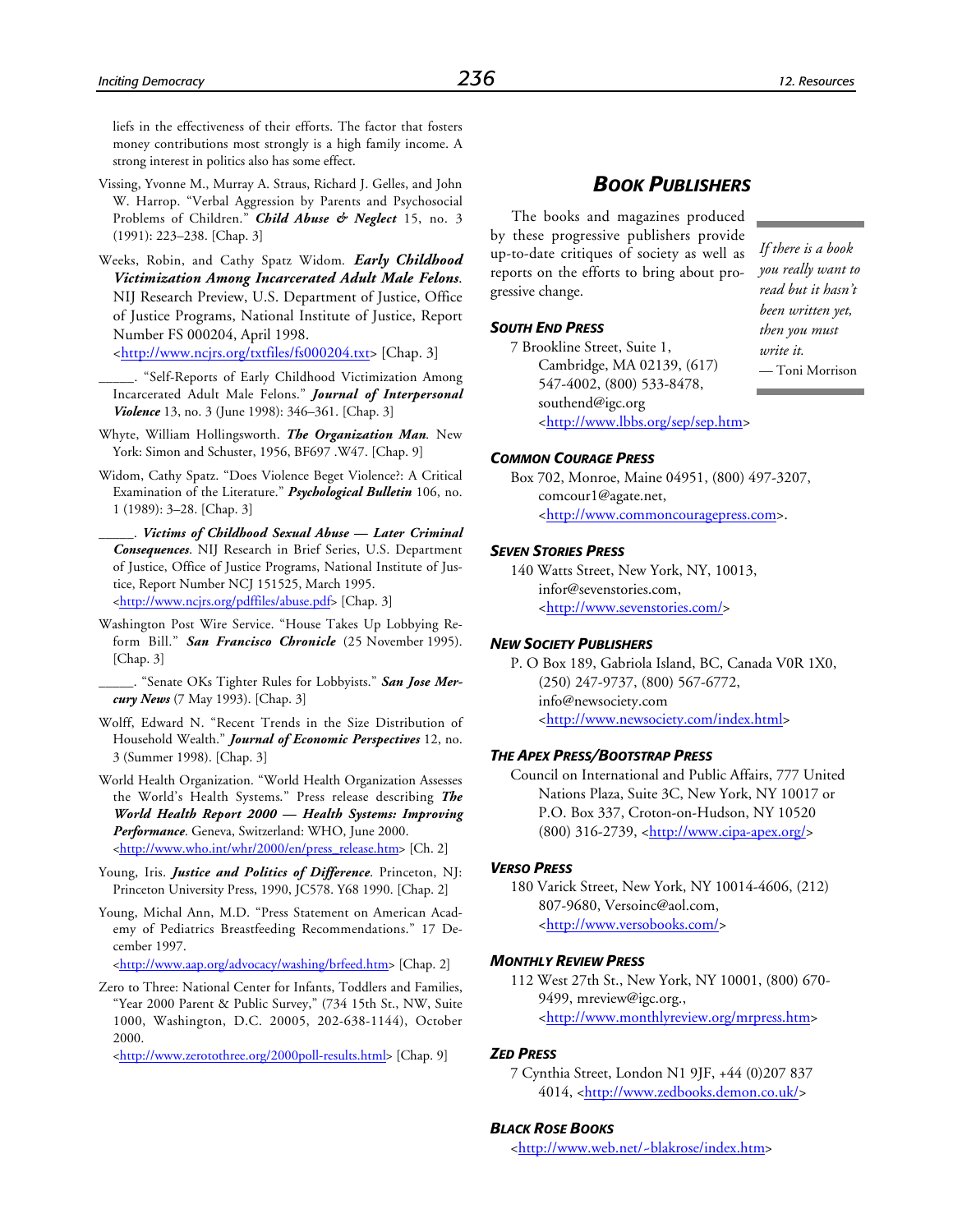liefs in the effectiveness of their efforts. The factor that fosters money contributions most strongly is a high family income. A strong interest in politics also has some effect.

Vissing, Yvonne M., Murray A. Straus, Richard J. Gelles, and John W. Harrop. "Verbal Aggression by Parents and Psychosocial Problems of Children." ***Child Abuse & Neglect*** 15, no. 3 (1991): 223–238. [Chap. 3]

Weeks, Robin, and Cathy Spatz Widom. ***Early Childhood Victimization Among Incarcerated Adult Male Felons***. NIJ Research Preview, U.S. Department of Justice, Office of Justice Programs, National Institute of Justice, Report Number FS 000204, April 1998. <http://www.ncjrs.org/txtfiles/fs000204.txt> [Chap. 3]

_____. "Self-Reports of Early Childhood Victimization Among Incarcerated Adult Male Felons." ***Journal of Interpersonal Violence*** 13, no. 3 (June 1998): 346–361. [Chap. 3]

Whyte, William Hollingsworth. ***The Organization Man***. New York: Simon and Schuster, 1956, BF697 .W47. [Chap. 9]

Widom, Cathy Spatz. "Does Violence Beget Violence?: A Critical Examination of the Literature." ***Psychological Bulletin*** 106, no. 1 (1989): 3–28. [Chap. 3]

_____. ***Victims of Childhood Sexual Abuse — Later Criminal Consequences***. NIJ Research in Brief Series, U.S. Department of Justice, Office of Justice Programs, National Institute of Justice, Report Number NCJ 151525, March 1995. <http://www.ncjrs.org/pdffiles/abuse.pdf> [Chap. 3]

Washington Post Wire Service. "House Takes Up Lobbying Reform Bill." ***San Francisco Chronicle*** (25 November 1995). [Chap. 3]

_____. "Senate OKs Tighter Rules for Lobbyists." ***San Jose Mercury News*** (7 May 1993). [Chap. 3]

Wolff, Edward N. "Recent Trends in the Size Distribution of Household Wealth." ***Journal of Economic Perspectives*** 12, no. 3 (Summer 1998). [Chap. 3]

World Health Organization. "World Health Organization Assesses the World's Health Systems." Press release describing ***The World Health Report 2000 — Health Systems: Improving Performance***. Geneva, Switzerland: WHO, June 2000. <http://www.who.int/whr/2000/en/press_release.htm> [Ch. 2]

Young, Iris. ***Justice and Politics of Difference***. Princeton, NJ: Princeton University Press, 1990, JC578. Y68 1990. [Chap. 2]

Young, Michal Ann, M.D. "Press Statement on American Academy of Pediatrics Breastfeeding Recommendations." 17 December 1997. <http://www.aap.org/advocacy/washing/brfeed.htm> [Chap. 2]

Zero to Three: National Center for Infants, Toddlers and Families, "Year 2000 Parent & Public Survey," (734 15th St., NW, Suite 1000, Washington, D.C. 20005, 202-638-1144), October 2000. <http://www.zerotothree.org/2000poll-results.html> [Chap. 9]

## BOOK PUBLISHERS

The books and magazines produced by these progressive publishers provide up-to-date critiques of society as well as reports on the efforts to bring about progressive change.

> *If there is a book you really want to read but it hasn't been written yet, then you must write it.*
> — Toni Morrison

### SOUTH END PRESS

7 Brookline Street, Suite 1, Cambridge, MA 02139, (617) 547-4002, (800) 533-8478, southend@igc.org <http://www.lbbs.org/sep/sep.htm>

### COMMON COURAGE PRESS

Box 702, Monroe, Maine 04951, (800) 497-3207, comcour1@agate.net, <http://www.commoncouragepress.com>.

### SEVEN STORIES PRESS

140 Watts Street, New York, NY, 10013, infor@sevenstories.com, <http://www.sevenstories.com/>

### NEW SOCIETY PUBLISHERS

P. O Box 189, Gabriola Island, BC, Canada V0R 1X0, (250) 247-9737, (800) 567-6772, info@newsociety.com <http://www.newsociety.com/index.html>

### THE APEX PRESS/BOOTSTRAP PRESS

Council on International and Public Affairs, 777 United Nations Plaza, Suite 3C, New York, NY 10017 or P.O. Box 337, Croton-on-Hudson, NY 10520 (800) 316-2739, <http://www.cipa-apex.org/>

### VERSO PRESS

180 Varick Street, New York, NY 10014-4606, (212) 807-9680, Versoinc@aol.com, <http://www.versobooks.com/>

### MONTHLY REVIEW PRESS

112 West 27th St., New York, NY 10001, (800) 670-9499, mreview@igc.org., <http://www.monthlyreview.org/mrpress.htm>

### ZED PRESS

7 Cynthia Street, London N1 9JF, +44 (0)207 837 4014, <http://www.zedbooks.demon.co.uk/>

### BLACK ROSE BOOKS

<http://www.web.net/~blakrose/index.htm>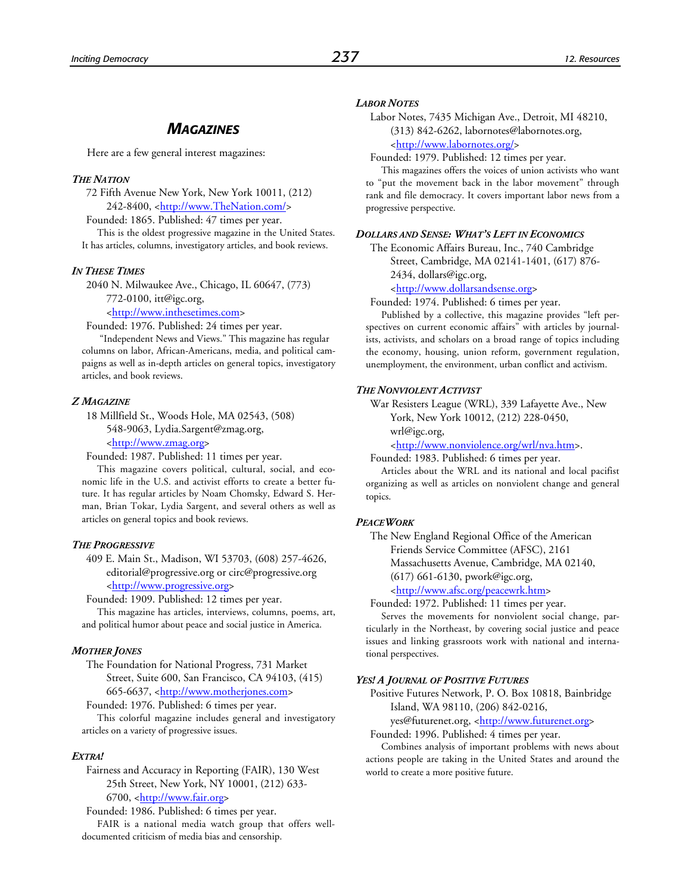## *Magazines*

Here are a few general interest magazines:

### *The Nation*

72 Fifth Avenue New York, New York 10011, (212) 242-8400, <http://www.TheNation.com/>

Founded: 1865. Published: 47 times per year.

This is the oldest progressive magazine in the United States. It has articles, columns, investigatory articles, and book reviews.

### *In These Times*

2040 N. Milwaukee Ave., Chicago, IL 60647, (773) 772-0100, itt@igc.org, <http://www.inthesetimes.com>

Founded: 1976. Published: 24 times per year.

"Independent News and Views." This magazine has regular columns on labor, African-Americans, media, and political campaigns as well as in-depth articles on general topics, investigatory articles, and book reviews.

### *Z Magazine*

18 Millfield St., Woods Hole, MA 02543, (508) 548-9063, Lydia.Sargent@zmag.org, <http://www.zmag.org>

Founded: 1987. Published: 11 times per year.

This magazine covers political, cultural, social, and economic life in the U.S. and activist efforts to create a better future. It has regular articles by Noam Chomsky, Edward S. Herman, Brian Tokar, Lydia Sargent, and several others as well as articles on general topics and book reviews.

### *The Progressive*

409 E. Main St., Madison, WI 53703, (608) 257-4626, editorial@progressive.org or circ@progressive.org <http://www.progressive.org>

Founded: 1909. Published: 12 times per year.

This magazine has articles, interviews, columns, poems, art, and political humor about peace and social justice in America.

### *Mother Jones*

The Foundation for National Progress, 731 Market Street, Suite 600, San Francisco, CA 94103, (415) 665-6637, <http://www.motherjones.com>

Founded: 1976. Published: 6 times per year.

This colorful magazine includes general and investigatory articles on a variety of progressive issues.

### *Extra!*

Fairness and Accuracy in Reporting (FAIR), 130 West 25th Street, New York, NY 10001, (212) 633-6700, <http://www.fair.org>

Founded: 1986. Published: 6 times per year.

FAIR is a national media watch group that offers well-documented criticism of media bias and censorship.

### *Labor Notes*

Labor Notes, 7435 Michigan Ave., Detroit, MI 48210, (313) 842-6262, labornotes@labornotes.org, <http://www.labornotes.org/>

Founded: 1979. Published: 12 times per year.

This magazines offers the voices of union activists who want to "put the movement back in the labor movement" through rank and file democracy. It covers important labor news from a progressive perspective.

### *Dollars and Sense: What's Left in Economics*

The Economic Affairs Bureau, Inc., 740 Cambridge Street, Cambridge, MA 02141-1401, (617) 876-2434, dollars@igc.org, <http://www.dollarsandsense.org>

Founded: 1974. Published: 6 times per year.

Published by a collective, this magazine provides "left perspectives on current economic affairs" with articles by journalists, activists, and scholars on a broad range of topics including the economy, housing, union reform, government regulation, unemployment, the environment, urban conflict and activism.

### *The Nonviolent Activist*

War Resisters League (WRL), 339 Lafayette Ave., New York, New York 10012, (212) 228-0450, wrl@igc.org, <http://www.nonviolence.org/wrl/nva.htm>.

Founded: 1983. Published: 6 times per year.

Articles about the WRL and its national and local pacifist organizing as well as articles on nonviolent change and general topics.

### *PeaceWork*

The New England Regional Office of the American Friends Service Committee (AFSC), 2161 Massachusetts Avenue, Cambridge, MA 02140, (617) 661-6130, pwork@igc.org, <http://www.afsc.org/peacewrk.htm>

Founded: 1972. Published: 11 times per year.

Serves the movements for nonviolent social change, particularly in the Northeast, by covering social justice and peace issues and linking grassroots work with national and international perspectives.

### *Yes! A Journal of Positive Futures*

Positive Futures Network, P. O. Box 10818, Bainbridge Island, WA 98110, (206) 842-0216, yes@futurenet.org, <http://www.futurenet.org>

Founded: 1996. Published: 4 times per year.

Combines analysis of important problems with news about actions people are taking in the United States and around the world to create a more positive future.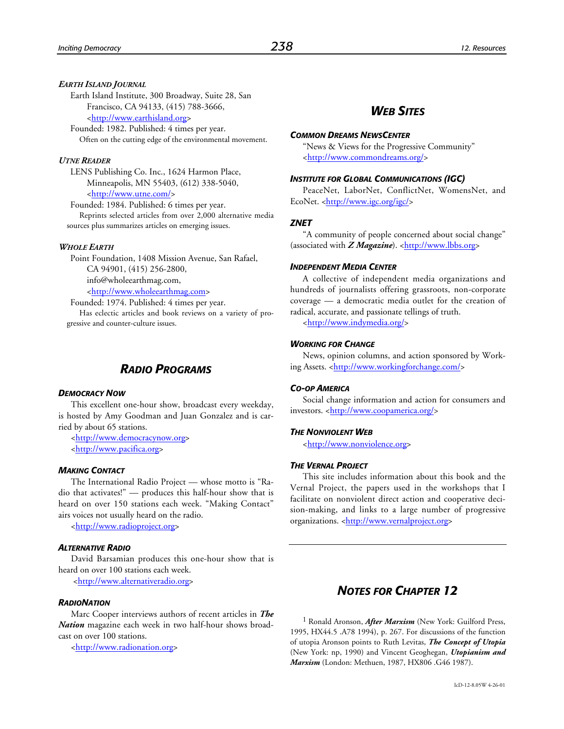***EARTH ISLAND JOURNAL***

Earth Island Institute, 300 Broadway, Suite 28, San Francisco, CA 94133, (415) 788-3666, <http://www.earthisland.org>

Founded: 1982. Published: 4 times per year.

Often on the cutting edge of the environmental movement.

***UTNE READER***

LENS Publishing Co. Inc., 1624 Harmon Place, Minneapolis, MN 55403, (612) 338-5040, <http://www.utne.com/>

Founded: 1984. Published: 6 times per year.

Reprints selected articles from over 2,000 alternative media sources plus summarizes articles on emerging issues.

***WHOLE EARTH***

Point Foundation, 1408 Mission Avenue, San Rafael, CA 94901, (415) 256-2800, info@wholeearthmag.com, <http://www.wholeearthmag.com>

Founded: 1974. Published: 4 times per year.

Has eclectic articles and book reviews on a variety of progressive and counter-culture issues.

## *RADIO PROGRAMS*

***DEMOCRACY NOW***

This excellent one-hour show, broadcast every weekday, is hosted by Amy Goodman and Juan Gonzalez and is carried by about 65 stations.

<http://www.democracynow.org>
<http://www.pacifica.org>

***MAKING CONTACT***

The International Radio Project — whose motto is "Radio that activates!" — produces this half-hour show that is heard on over 150 stations each week. "Making Contact" airs voices not usually heard on the radio.

<http://www.radioproject.org>

***ALTERNATIVE RADIO***

David Barsamian produces this one-hour show that is heard on over 100 stations each week.

<http://www.alternativeradio.org>

***RADIONATION***

Marc Cooper interviews authors of recent articles in ***The Nation*** magazine each week in two half-hour shows broadcast on over 100 stations.

<http://www.radionation.org>

## *WEB SITES*

***COMMON DREAMS NEWSCENTER***

"News & Views for the Progressive Community" <http://www.commondreams.org/>

***INSTITUTE FOR GLOBAL COMMUNICATIONS (IGC)***

PeaceNet, LaborNet, ConflictNet, WomensNet, and EcoNet. <http://www.igc.org/igc/>

***ZNET***

"A community of people concerned about social change" (associated with ***Z Magazine***). <http://www.lbbs.org>

***INDEPENDENT MEDIA CENTER***

A collective of independent media organizations and hundreds of journalists offering grassroots, non-corporate coverage — a democratic media outlet for the creation of radical, accurate, and passionate tellings of truth.

<http://www.indymedia.org/>

***WORKING FOR CHANGE***

News, opinion columns, and action sponsored by Working Assets. <http://www.workingforchange.com/>

***CO-OP AMERICA***

Social change information and action for consumers and investors. <http://www.coopamerica.org/>

***THE NONVIOLENT WEB***

<http://www.nonviolence.org>

***THE VERNAL PROJECT***

This site includes information about this book and the Vernal Project, the papers used in the workshops that I facilitate on nonviolent direct action and cooperative decision-making, and links to a large number of progressive organizations. <http://www.vernalproject.org>

## *NOTES FOR CHAPTER 12*

[1] Ronald Aronson, ***After Marxism*** (New York: Guilford Press, 1995, HX44.5 .A78 1994), p. 267. For discussions of the function of utopia Aronson points to Ruth Levitas, ***The Concept of Utopia*** (New York: np, 1990) and Vincent Geoghegan, ***Utopianism and Marxism*** (London: Methuen, 1987, HX806 .G46 1987).